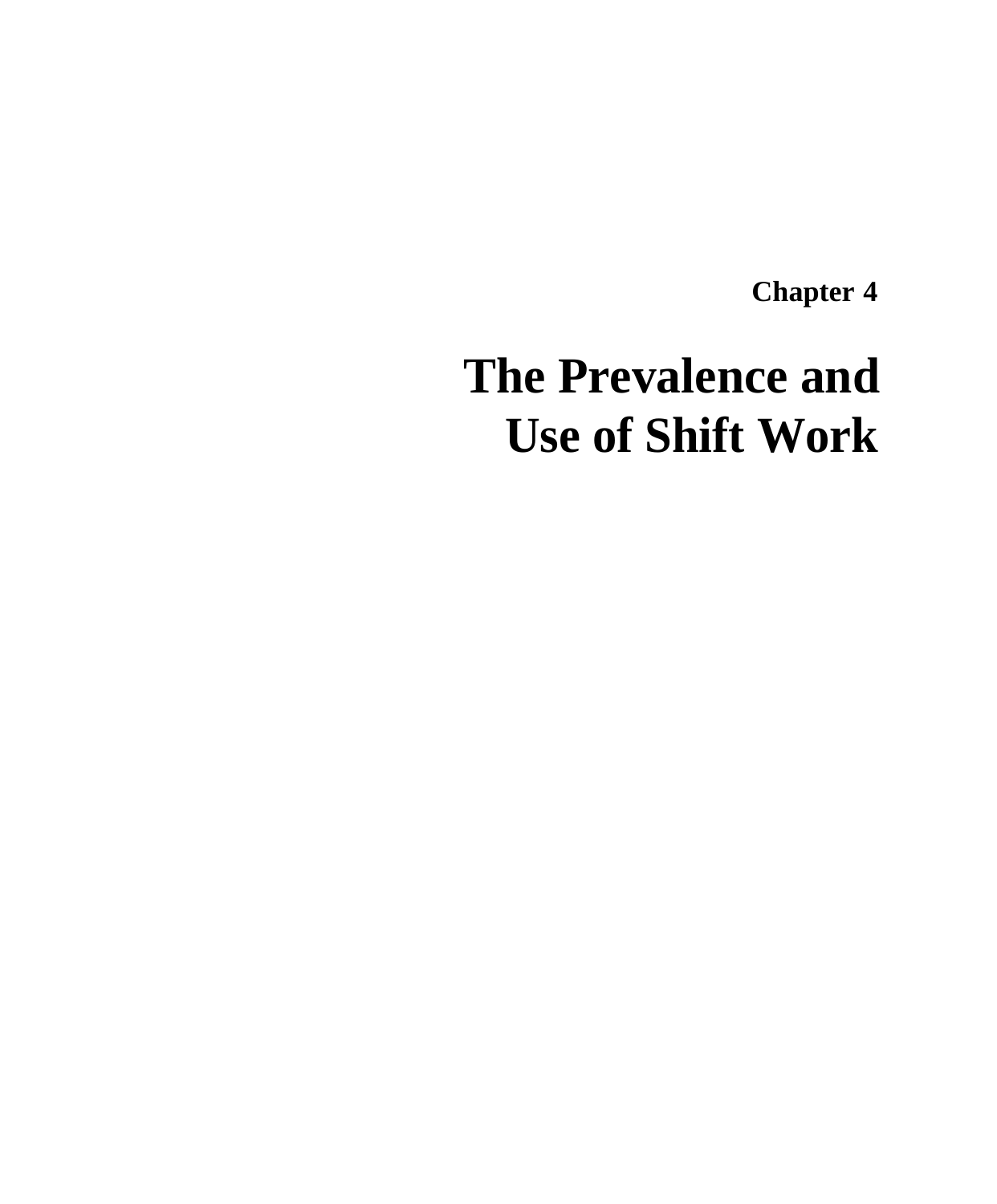Chapter 4

# The Prevalence and Use of Shift Work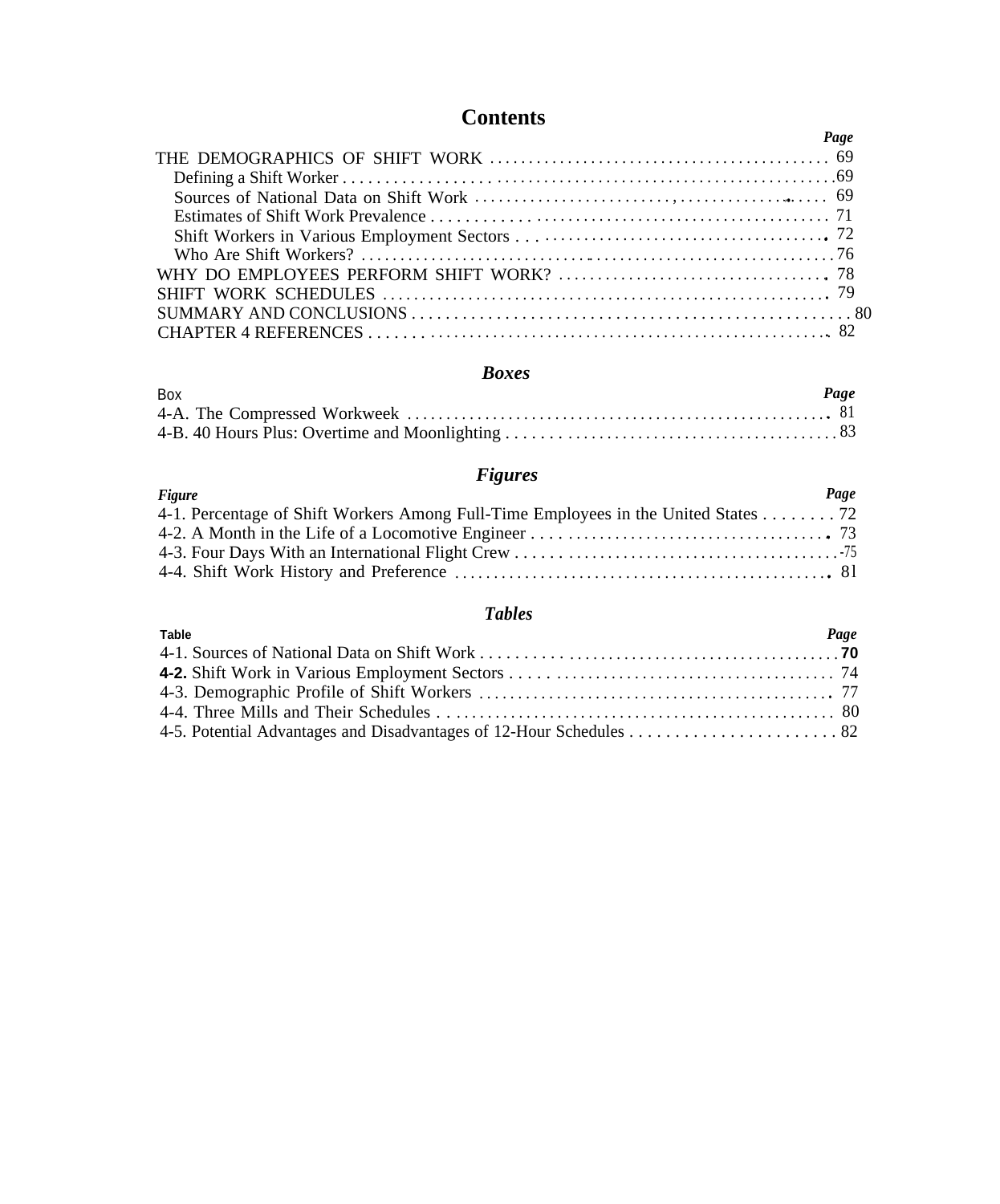# Contents

| | Page |
|---|---|
| THE DEMOGRAPHICS OF SHIFT WORK | 69 |
| Defining a Shift Worker | 69 |
| Sources of National Data on Shift Work | 69 |
| Estimates of Shift Work Prevalence | 71 |
| Shift Workers in Various Employment Sectors | 72 |
| Who Are Shift Workers? | 76 |
| WHY DO EMPLOYEES PERFORM SHIFT WORK? | 78 |
| SHIFT WORK SCHEDULES | 79 |
| SUMMARY AND CONCLUSIONS | 80 |
| CHAPTER 4 REFERENCES | 82 |

## *Boxes*

| Box | Page |
|---|---|
| 4-A. The Compressed Workweek | 81 |
| 4-B. 40 Hours Plus: Overtime and Moonlighting | 83 |

## *Figures*

| Figure | Page |
|---|---|
| 4-1. Percentage of Shift Workers Among Full-Time Employees in the United States | 72 |
| 4-2. A Month in the Life of a Locomotive Engineer | 73 |
| 4-3. Four Days With an International Flight Crew | 75 |
| 4-4. Shift Work History and Preference | 81 |

## *Tables*

| Table | Page |
|---|---|
| 4-1. Sources of National Data on Shift Work | 70 |
| 4-2. Shift Work in Various Employment Sectors | 74 |
| 4-3. Demographic Profile of Shift Workers | 77 |
| 4-4. Three Mills and Their Schedules | 80 |
| 4-5. Potential Advantages and Disadvantages of 12-Hour Schedules | 82 |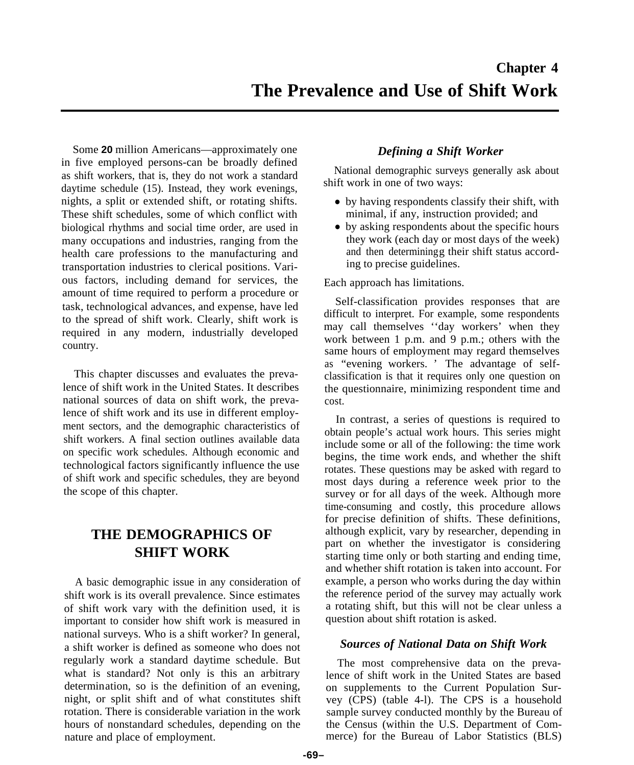# Chapter 4

# The Prevalence and Use of Shift Work

Some 20 million Americans—approximately one in five employed persons-can be broadly defined as shift workers, that is, they do not work a standard daytime schedule (15). Instead, they work evenings, nights, a split or extended shift, or rotating shifts. These shift schedules, some of which conflict with biological rhythms and social time order, are used in many occupations and industries, ranging from the health care professions to the manufacturing and transportation industries to clerical positions. Various factors, including demand for services, the amount of time required to perform a procedure or task, technological advances, and expense, have led to the spread of shift work. Clearly, shift work is required in any modern, industrially developed country.

This chapter discusses and evaluates the prevalence of shift work in the United States. It describes national sources of data on shift work, the prevalence of shift work and its use in different employment sectors, and the demographic characteristics of shift workers. A final section outlines available data on specific work schedules. Although economic and technological factors significantly influence the use of shift work and specific schedules, they are beyond the scope of this chapter.

## THE DEMOGRAPHICS OF SHIFT WORK

A basic demographic issue in any consideration of shift work is its overall prevalence. Since estimates of shift work vary with the definition used, it is important to consider how shift work is measured in national surveys. Who is a shift worker? In general, a shift worker is defined as someone who does not regularly work a standard daytime schedule. But what is standard? Not only is this an arbitrary determination, so is the definition of an evening, night, or split shift and of what constitutes shift rotation. There is considerable variation in the work hours of nonstandard schedules, depending on the nature and place of employment.

### *Defining a Shift Worker*

National demographic surveys generally ask about shift work in one of two ways:

- by having respondents classify their shift, with minimal, if any, instruction provided; and
- by asking respondents about the specific hours they work (each day or most days of the week) and then determiningg their shift status according to precise guidelines.

Each approach has limitations.

Self-classification provides responses that are difficult to interpret. For example, some respondents may call themselves ''day workers' when they work between 1 p.m. and 9 p.m.; others with the same hours of employment may regard themselves as "evening workers. ' The advantage of self-classification is that it requires only one question on the questionnaire, minimizing respondent time and cost.

In contrast, a series of questions is required to obtain people's actual work hours. This series might include some or all of the following: the time work begins, the time work ends, and whether the shift rotates. These questions may be asked with regard to most days during a reference week prior to the survey or for all days of the week. Although more time-consuming and costly, this procedure allows for precise definition of shifts. These definitions, although explicit, vary by researcher, depending in part on whether the investigator is considering starting time only or both starting and ending time, and whether shift rotation is taken into account. For example, a person who works during the day within the reference period of the survey may actually work a rotating shift, but this will not be clear unless a question about shift rotation is asked.

### *Sources of National Data on Shift Work*

The most comprehensive data on the prevalence of shift work in the United States are based on supplements to the Current Population Survey (CPS) (table 4-l). The CPS is a household sample survey conducted monthly by the Bureau of the Census (within the U.S. Department of Commerce) for the Bureau of Labor Statistics (BLS)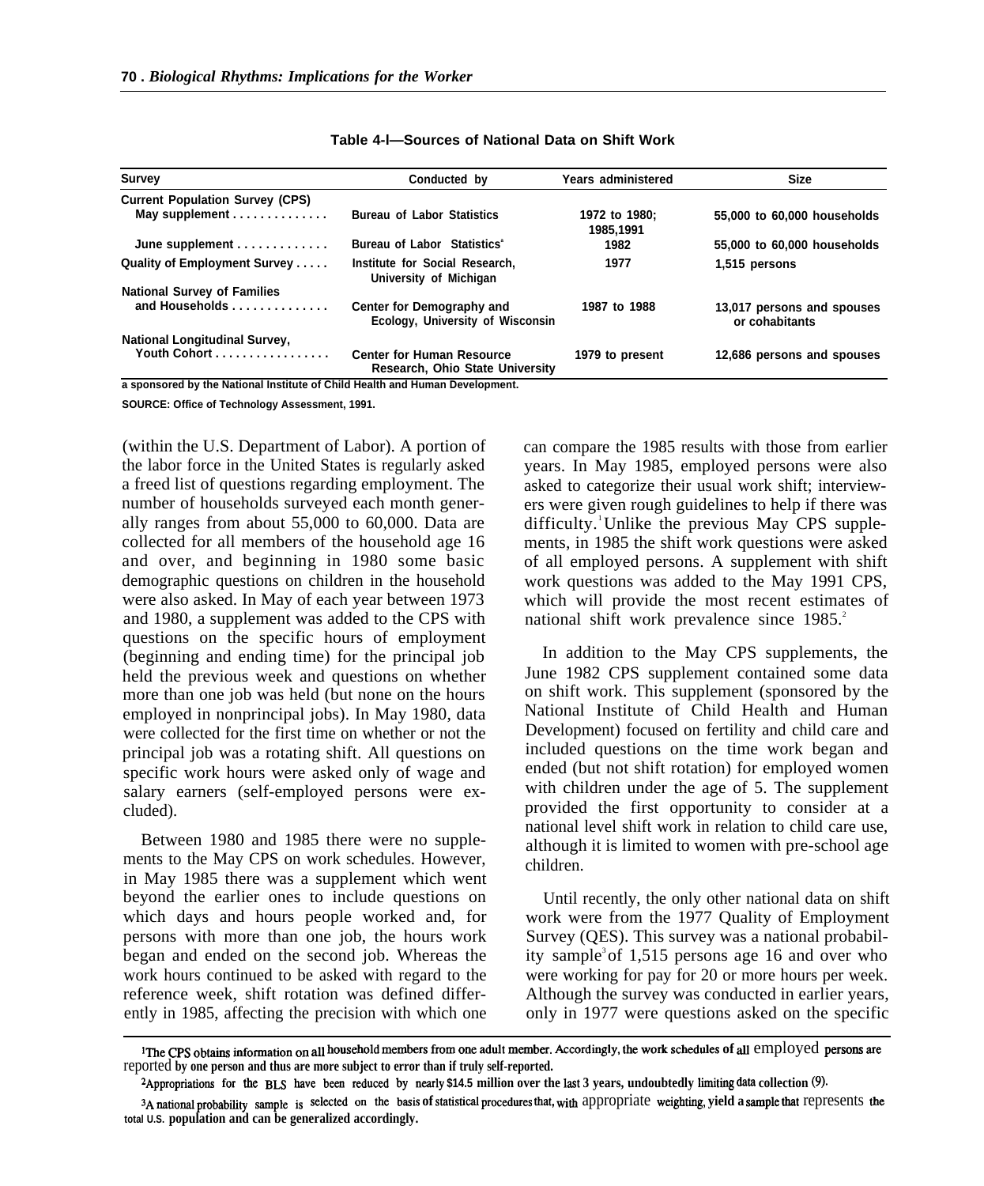**Table 4-l—Sources of National Data on Shift Work**

| Survey | Conducted by | Years administered | Size |
|---|---|---|---|
| Current Population Survey (CPS) | | | |
| May supplement | Bureau of Labor Statistics | 1972 to 1980; 1985,1991 | 55,000 to 60,000 households |
| June supplement | Bureau of Labor Statistics[a] | 1982 | 55,000 to 60,000 households |
| Quality of Employment Survey | Institute for Social Research, University of Michigan | 1977 | 1,515 persons |
| National Survey of Families and Households | Center for Demography and Ecology, University of Wisconsin | 1987 to 1988 | 13,017 persons and spouses or cohabitants |
| National Longitudinal Survey, Youth Cohort | Center for Human Resource Research, Ohio State University | 1979 to present | 12,686 persons and spouses |

a sponsored by the National Institute of Child Health and Human Development.

SOURCE: Office of Technology Assessment, 1991.

(within the U.S. Department of Labor). A portion of the labor force in the United States is regularly asked a freed list of questions regarding employment. The number of households surveyed each month generally ranges from about 55,000 to 60,000. Data are collected for all members of the household age 16 and over, and beginning in 1980 some basic demographic questions on children in the household were also asked. In May of each year between 1973 and 1980, a supplement was added to the CPS with questions on the specific hours of employment (beginning and ending time) for the principal job held the previous week and questions on whether more than one job was held (but none on the hours employed in nonprincipal jobs). In May 1980, data were collected for the first time on whether or not the principal job was a rotating shift. All questions on specific work hours were asked only of wage and salary earners (self-employed persons were excluded).

Between 1980 and 1985 there were no supplements to the May CPS on work schedules. However, in May 1985 there was a supplement which went beyond the earlier ones to include questions on which days and hours people worked and, for persons with more than one job, the hours work began and ended on the second job. Whereas the work hours continued to be asked with regard to the reference week, shift rotation was defined differently in 1985, affecting the precision with which one can compare the 1985 results with those from earlier years. In May 1985, employed persons were also asked to categorize their usual work shift; interviewers were given rough guidelines to help if there was difficulty.[1] Unlike the previous May CPS supplements, in 1985 the shift work questions were asked of all employed persons. A supplement with shift work questions was added to the May 1991 CPS, which will provide the most recent estimates of national shift work prevalence since 1985.[2]

In addition to the May CPS supplements, the June 1982 CPS supplement contained some data on shift work. This supplement (sponsored by the National Institute of Child Health and Human Development) focused on fertility and child care and included questions on the time work began and ended (but not shift rotation) for employed women with children under the age of 5. The supplement provided the first opportunity to consider at a national level shift work in relation to child care use, although it is limited to women with pre-school age children.

Until recently, the only other national data on shift work were from the 1977 Quality of Employment Survey (QES). This survey was a national probability sample[3] of 1,515 persons age 16 and over who were working for pay for 20 or more hours per week. Although the survey was conducted in earlier years, only in 1977 were questions asked on the specific

---

[1] The CPS obtains information on all household members from one adult member. Accordingly, the work schedules of all employed persons are reported by one person and thus are more subject to error than if truly self-reported.

[2] Appropriations for the BLS have been reduced by nearly $14.5 million over the last 3 years, undoubtedly limiting data collection (9).

[3] A national probability sample is selected on the basis of statistical procedures that, with appropriate weighting, yield a sample that represents the total U.S. population and can be generalized accordingly.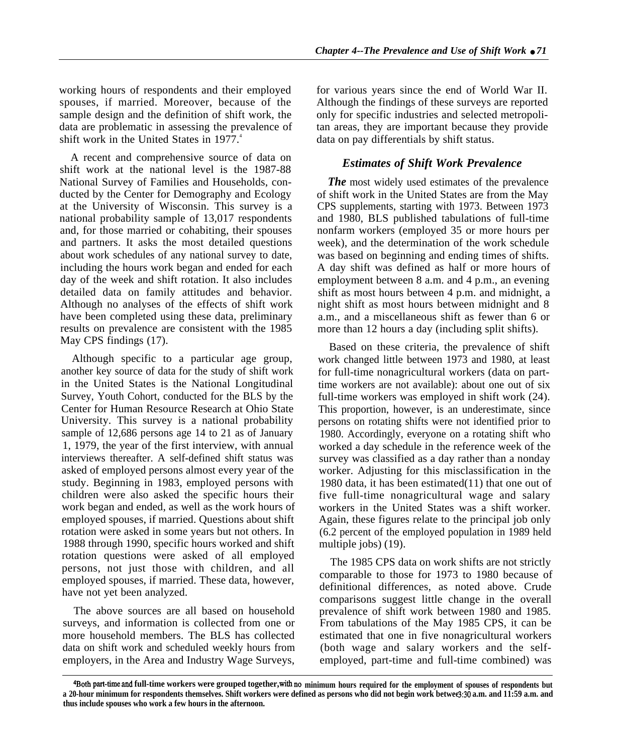working hours of respondents and their employed spouses, if married. Moreover, because of the sample design and the definition of shift work, the data are problematic in assessing the prevalence of shift work in the United States in 1977.[4]

A recent and comprehensive source of data on shift work at the national level is the 1987-88 National Survey of Families and Households, conducted by the Center for Demography and Ecology at the University of Wisconsin. This survey is a national probability sample of 13,017 respondents and, for those married or cohabiting, their spouses and partners. It asks the most detailed questions about work schedules of any national survey to date, including the hours work began and ended for each day of the week and shift rotation. It also includes detailed data on family attitudes and behavior. Although no analyses of the effects of shift work have been completed using these data, preliminary results on prevalence are consistent with the 1985 May CPS findings (17).

Although specific to a particular age group, another key source of data for the study of shift work in the United States is the National Longitudinal Survey, Youth Cohort, conducted for the BLS by the Center for Human Resource Research at Ohio State University. This survey is a national probability sample of 12,686 persons age 14 to 21 as of January 1, 1979, the year of the first interview, with annual interviews thereafter. A self-defined shift status was asked of employed persons almost every year of the study. Beginning in 1983, employed persons with children were also asked the specific hours their work began and ended, as well as the work hours of employed spouses, if married. Questions about shift rotation were asked in some years but not others. In 1988 through 1990, specific hours worked and shift rotation questions were asked of all employed persons, not just those with children, and all employed spouses, if married. These data, however, have not yet been analyzed.

The above sources are all based on household surveys, and information is collected from one or more household members. The BLS has collected data on shift work and scheduled weekly hours from employers, in the Area and Industry Wage Surveys, for various years since the end of World War II. Although the findings of these surveys are reported only for specific industries and selected metropolitan areas, they are important because they provide data on pay differentials by shift status.

### *Estimates of Shift Work Prevalence*

The most widely used estimates of the prevalence of shift work in the United States are from the May CPS supplements, starting with 1973. Between 1973 and 1980, BLS published tabulations of full-time nonfarm workers (employed 35 or more hours per week), and the determination of the work schedule was based on beginning and ending times of shifts. A day shift was defined as half or more hours of employment between 8 a.m. and 4 p.m., an evening shift as most hours between 4 p.m. and midnight, a night shift as most hours between midnight and 8 a.m., and a miscellaneous shift as fewer than 6 or more than 12 hours a day (including split shifts).

Based on these criteria, the prevalence of shift work changed little between 1973 and 1980, at least for full-time nonagricultural workers (data on part-time workers are not available): about one out of six full-time workers was employed in shift work (24). This proportion, however, is an underestimate, since persons on rotating shifts were not identified prior to 1980. Accordingly, everyone on a rotating shift who worked a day schedule in the reference week of the survey was classified as a day rather than a nonday worker. Adjusting for this misclassification in the 1980 data, it has been estimated(11) that one out of five full-time nonagricultural wage and salary workers in the United States was a shift worker. Again, these figures relate to the principal job only (6.2 percent of the employed population in 1989 held multiple jobs) (19).

The 1985 CPS data on work shifts are not strictly comparable to those for 1973 to 1980 because of definitional differences, as noted above. Crude comparisons suggest little change in the overall prevalence of shift work between 1980 and 1985. From tabulations of the May 1985 CPS, it can be estimated that one in five nonagricultural workers (both wage and salary workers and the self-employed, part-time and full-time combined) was

---

[4] Both part-time and full-time workers were grouped together, with no minimum hours required for the employment of spouses of respondents but a 20-hour minimum for respondents themselves. Shift workers were defined as persons who did not begin work between 3:30 a.m. and 11:59 a.m. and thus include spouses who work a few hours in the afternoon.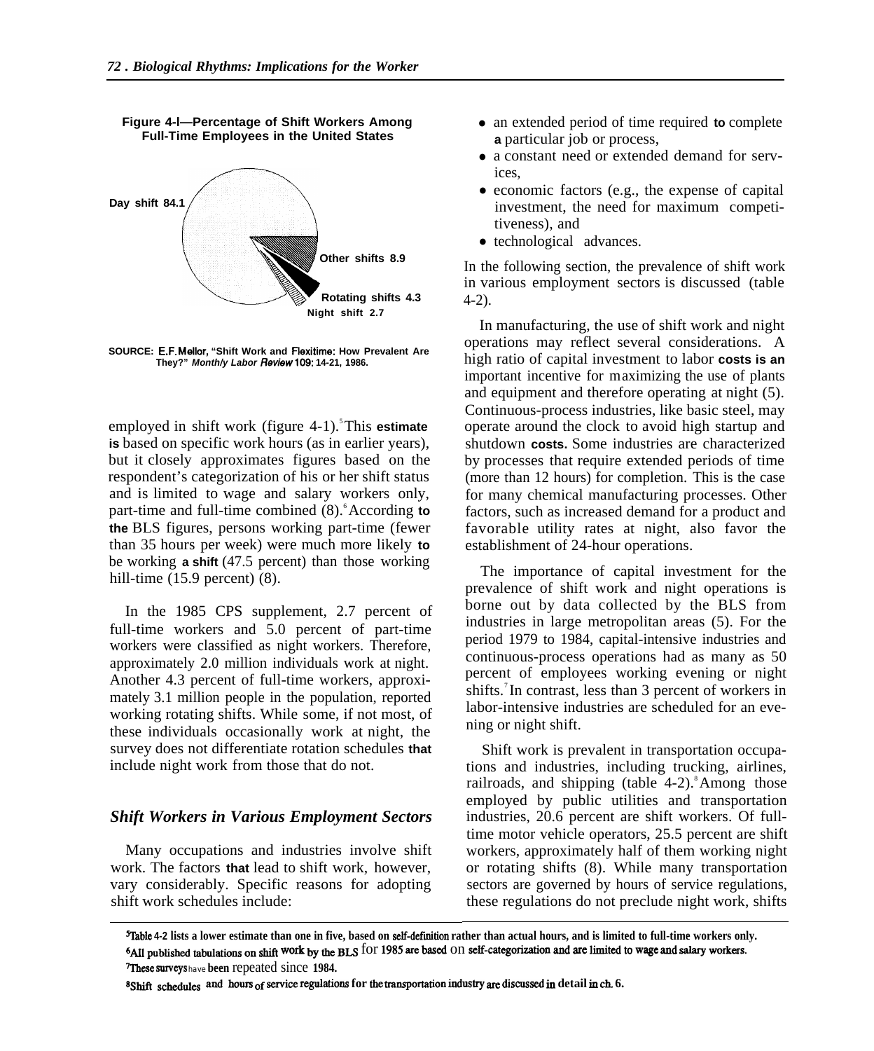**Figure 4-l—Percentage of Shift Workers Among Full-Time Employees in the United States**

Day shift 84.1

Other shifts 8.9

Rotating shifts 4.3

Night shift 2.7

SOURCE: E.F. Mellor, "Shift Work and Flexitime: How Prevalent Are They?" *Monthly Labor Review* 109: 14-21, 1986.

employed in shift work (figure 4-1).[5] This estimate is based on specific work hours (as in earlier years), but it closely approximates figures based on the respondent's categorization of his or her shift status and is limited to wage and salary workers only, part-time and full-time combined (8).[6] According to the BLS figures, persons working part-time (fewer than 35 hours per week) were much more likely to be working a shift (47.5 percent) than those working hill-time (15.9 percent) (8).

In the 1985 CPS supplement, 2.7 percent of full-time workers and 5.0 percent of part-time workers were classified as night workers. Therefore, approximately 2.0 million individuals work at night. Another 4.3 percent of full-time workers, approximately 3.1 million people in the population, reported working rotating shifts. While some, if not most, of these individuals occasionally work at night, the survey does not differentiate rotation schedules that include night work from those that do not.

### *Shift Workers in Various Employment Sectors*

Many occupations and industries involve shift work. The factors that lead to shift work, however, vary considerably. Specific reasons for adopting shift work schedules include:

- an extended period of time required to complete a particular job or process,
- a constant need or extended demand for services,
- economic factors (e.g., the expense of capital investment, the need for maximum competitiveness), and
- technological advances.

In the following section, the prevalence of shift work in various employment sectors is discussed (table 4-2).

In manufacturing, the use of shift work and night operations may reflect several considerations. A high ratio of capital investment to labor costs is an important incentive for maximizing the use of plants and equipment and therefore operating at night (5). Continuous-process industries, like basic steel, may operate around the clock to avoid high startup and shutdown costs. Some industries are characterized by processes that require extended periods of time (more than 12 hours) for completion. This is the case for many chemical manufacturing processes. Other factors, such as increased demand for a product and favorable utility rates at night, also favor the establishment of 24-hour operations.

The importance of capital investment for the prevalence of shift work and night operations is borne out by data collected by the BLS from industries in large metropolitan areas (5). For the period 1979 to 1984, capital-intensive industries and continuous-process operations had as many as 50 percent of employees working evening or night shifts.[7] In contrast, less than 3 percent of workers in labor-intensive industries are scheduled for an evening or night shift.

Shift work is prevalent in transportation occupations and industries, including trucking, airlines, railroads, and shipping (table 4-2).[8] Among those employed by public utilities and transportation industries, 20.6 percent are shift workers. Of full-time motor vehicle operators, 25.5 percent are shift workers, approximately half of them working night or rotating shifts (8). While many transportation sectors are governed by hours of service regulations, these regulations do not preclude night work, shifts

---

[5] Table 4-2 lists a lower estimate than one in five, based on self-definition rather than actual hours, and is limited to full-time workers only.

[6] All published tabulations on shift work by the BLS for 1985 are based on self-categorization and are limited to wage and salary workers.

[7] These surveys have been repeated since 1984.

[8] Shift schedules and hours of service regulations for the transportation industry are discussed in detail in ch. 6.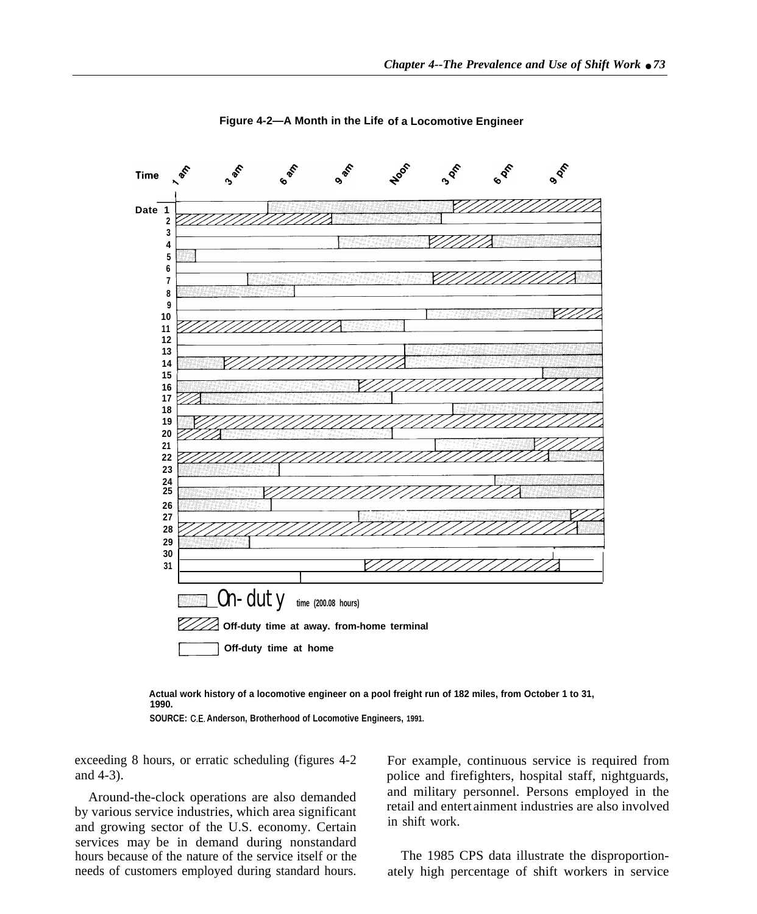**Figure 4-2—A Month in the Life of a Locomotive Engineer**

Time: 1 am, 3 am, 6 am, 9 am, Noon, 3 pm, 6 pm, 9 pm

Date: 1–31

On-duty time (200.08 hours)

Off-duty time at away. from-home terminal

Off-duty time at home

Actual work history of a locomotive engineer on a pool freight run of 182 miles, from October 1 to 31, 1990.

SOURCE: C.E. Anderson, Brotherhood of Locomotive Engineers, 1991.

exceeding 8 hours, or erratic scheduling (figures 4-2 and 4-3).

Around-the-clock operations are also demanded by various service industries, which area significant and growing sector of the U.S. economy. Certain services may be in demand during nonstandard hours because of the nature of the service itself or the needs of customers employed during standard hours. For example, continuous service is required from police and firefighters, hospital staff, nightguards, and military personnel. Persons employed in the retail and entertainment industries are also involved in shift work.

The 1985 CPS data illustrate the disproportionately high percentage of shift workers in service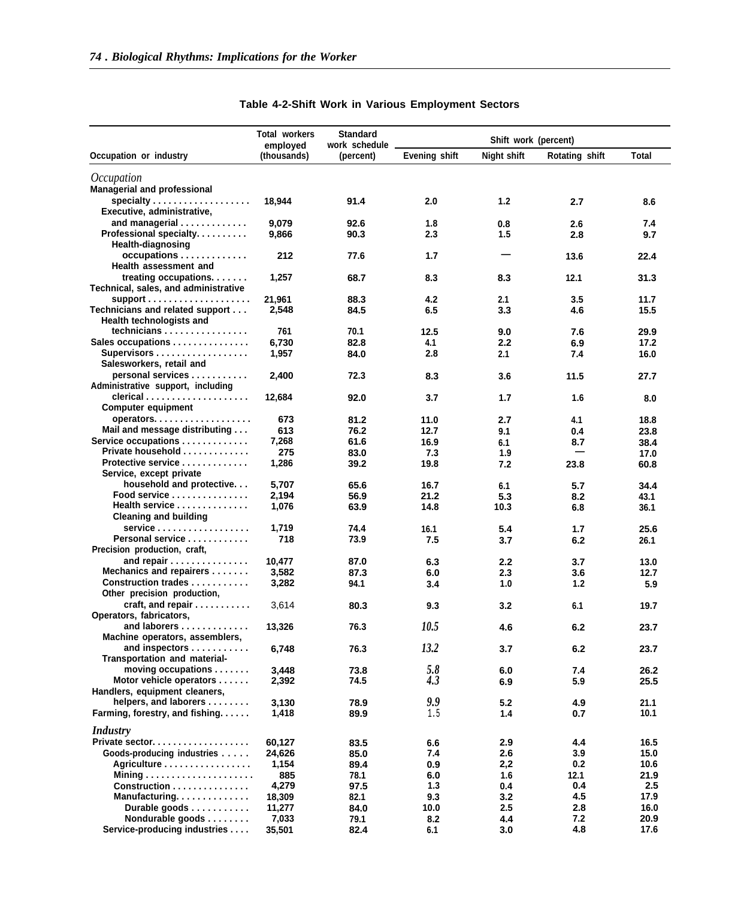Table 4-2-Shift Work in Various Employment Sectors

| Occupation or industry | Total workers employed (thousands) | Standard work schedule (percent) | Shift work (percent) | | | |
|---|---|---|---|---|---|---|
| | | | Evening shift | Night shift | Rotating shift | Total |
| *Occupation* | | | | | | |
| Managerial and professional specialty | 18,944 | 91.4 | 2.0 | 1.2 | 2.7 | 8.6 |
| Executive, administrative, and managerial | 9,079 | 92.6 | 1.8 | 0.8 | 2.6 | 7.4 |
| Professional specialty | 9,866 | 90.3 | 2.3 | 1.5 | 2.8 | 9.7 |
| Health-diagnosing occupations | 212 | 77.6 | 1.7 | — | 13.6 | 22.4 |
| Health assessment and treating occupations | 1,257 | 68.7 | 8.3 | 8.3 | 12.1 | 31.3 |
| Technical, sales, and administrative support | 21,961 | 88.3 | 4.2 | 2.1 | 3.5 | 11.7 |
| Technicians and related support | 2,548 | 84.5 | 6.5 | 3.3 | 4.6 | 15.5 |
| Health technologists and technicians | 761 | 70.1 | 12.5 | 9.0 | 7.6 | 29.9 |
| Sales occupations | 6,730 | 82.8 | 4.1 | 2.2 | 6.9 | 17.2 |
| Supervisors | 1,957 | 84.0 | 2.8 | 2.1 | 7.4 | 16.0 |
| Salesworkers, retail and personal services | 2,400 | 72.3 | 8.3 | 3.6 | 11.5 | 27.7 |
| Administrative support, including clerical | 12,684 | 92.0 | 3.7 | 1.7 | 1.6 | 8.0 |
| Computer equipment operators | 673 | 81.2 | 11.0 | 2.7 | 4.1 | 18.8 |
| Mail and message distributing | 613 | 76.2 | 12.7 | 9.1 | 0.4 | 23.8 |
| Service occupations | 7,268 | 61.6 | 16.9 | 6.1 | 8.7 | 38.4 |
| Private household | 275 | 83.0 | 7.3 | 1.9 | — | 17.0 |
| Protective service | 1,286 | 39.2 | 19.8 | 7.2 | 23.8 | 60.8 |
| Service, except private household and protective | 5,707 | 65.6 | 16.7 | 6.1 | 5.7 | 34.4 |
| Food service | 2,194 | 56.9 | 21.2 | 5.3 | 8.2 | 43.1 |
| Health service | 1,076 | 63.9 | 14.8 | 10.3 | 6.8 | 36.1 |
| Cleaning and building service | 1,719 | 74.4 | 16.1 | 5.4 | 1.7 | 25.6 |
| Personal service | 718 | 73.9 | 7.5 | 3.7 | 6.2 | 26.1 |
| Precision production, craft, and repair | 10,477 | 87.0 | 6.3 | 2.2 | 3.7 | 13.0 |
| Mechanics and repairers | 3,582 | 87.3 | 6.0 | 2.3 | 3.6 | 12.7 |
| Construction trades | 3,282 | 94.1 | 3.4 | 1.0 | 1.2 | 5.9 |
| Other precision production, craft, and repair | 3,614 | 80.3 | 9.3 | 3.2 | 6.1 | 19.7 |
| Operators, fabricators, and laborers | 13,326 | 76.3 | 10.5 | 4.6 | 6.2 | 23.7 |
| Machine operators, assemblers, and inspectors | 6,748 | 76.3 | 13.2 | 3.7 | 6.2 | 23.7 |
| Transportation and material-moving occupations | 3,448 | 73.8 | 5.8 | 6.0 | 7.4 | 26.2 |
| Motor vehicle operators | 2,392 | 74.5 | 4.3 | 6.9 | 5.9 | 25.5 |
| Handlers, equipment cleaners, helpers, and laborers | 3,130 | 78.9 | 9.9 | 5.2 | 4.9 | 21.1 |
| Farming, forestry, and fishing | 1,418 | 89.9 | 1.5 | 1.4 | 0.7 | 10.1 |
| *Industry* | | | | | | |
| Private sector | 60,127 | 83.5 | 6.6 | 2.9 | 4.4 | 16.5 |
| Goods-producing industries | 24,626 | 85.0 | 7.4 | 2.6 | 3.9 | 15.0 |
| Agriculture | 1,154 | 89.4 | 0.9 | 2,2 | 0.2 | 10.6 |
| Mining | 885 | 78.1 | 6.0 | 1.6 | 12.1 | 21.9 |
| Construction | 4,279 | 97.5 | 1.3 | 0.4 | 0.4 | 2.5 |
| Manufacturing | 18,309 | 82.1 | 9.3 | 3.2 | 4.5 | 17.9 |
| Durable goods | 11,277 | 84.0 | 10.0 | 2.5 | 2.8 | 16.0 |
| Nondurable goods | 7,033 | 79.1 | 8.2 | 4.4 | 7.2 | 20.9 |
| Service-producing industries | 35,501 | 82.4 | 6.1 | 3.0 | 4.8 | 17.6 |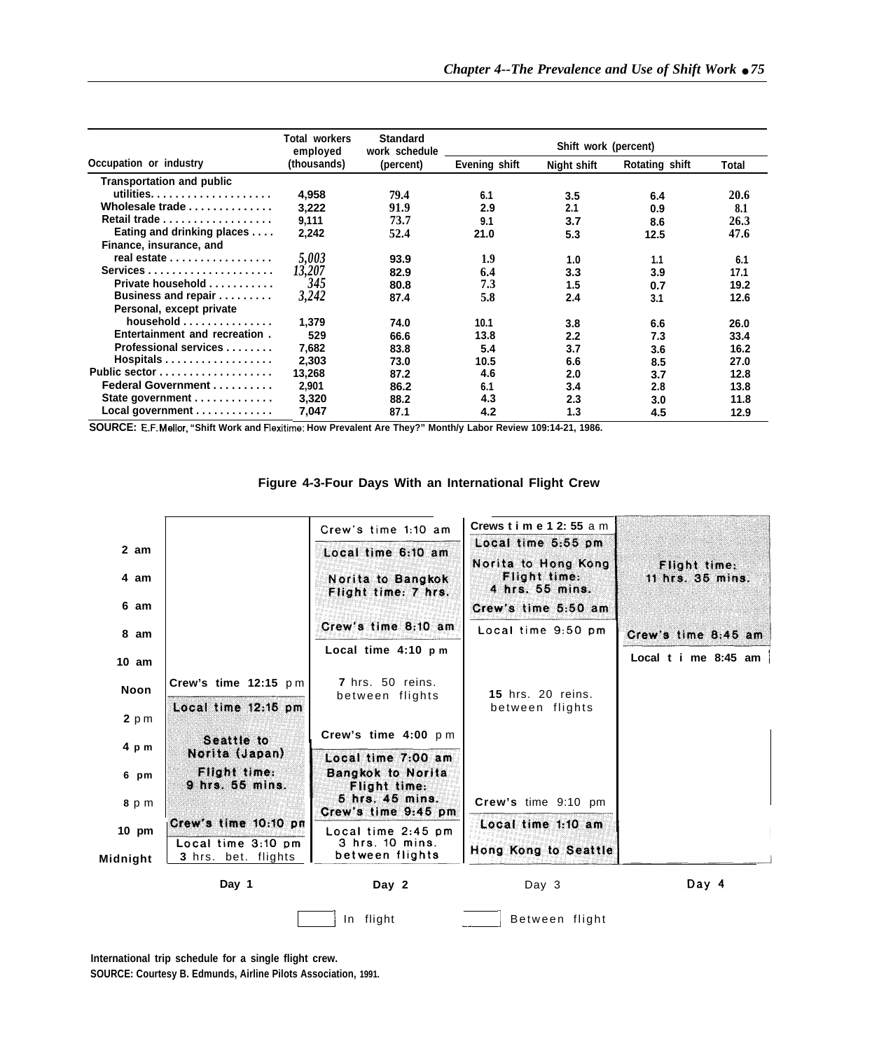| Occupation or industry | Total workers employed (thousands) | Standard work schedule (percent) | Shift work (percent) | | | |
|---|---|---|---|---|---|---|
| | | | Evening shift | Night shift | Rotating shift | Total |
| Transportation and public utilities | 4,958 | 79.4 | 6.1 | 3.5 | 6.4 | 20.6 |
| Wholesale trade | 3,222 | 91.9 | 2.9 | 2.1 | 0.9 | 8.1 |
| Retail trade | 9,111 | 73.7 | 9.1 | 3.7 | 8.6 | 26.3 |
| Eating and drinking places | 2,242 | 52.4 | 21.0 | 5.3 | 12.5 | 47.6 |
| Finance, insurance, and real estate | 5,003 | 93.9 | 1.9 | 1.0 | 1.1 | 6.1 |
| Services | 13,207 | 82.9 | 6.4 | 3.3 | 3.9 | 17.1 |
| Private household | 345 | 80.8 | 7.3 | 1.5 | 0.7 | 19.2 |
| Business and repair | 3,242 | 87.4 | 5.8 | 2.4 | 3.1 | 12.6 |
| Personal, except private household | 1,379 | 74.0 | 10.1 | 3.8 | 6.6 | 26.0 |
| Entertainment and recreation | 529 | 66.6 | 13.8 | 2.2 | 7.3 | 33.4 |
| Professional services | 7,682 | 83.8 | 5.4 | 3.7 | 3.6 | 16.2 |
| Hospitals | 2,303 | 73.0 | 10.5 | 6.6 | 8.5 | 27.0 |
| Public sector | 13,268 | 87.2 | 4.6 | 2.0 | 3.7 | 12.8 |
| Federal Government | 2,901 | 86.2 | 6.1 | 3.4 | 2.8 | 13.8 |
| State government | 3,320 | 88.2 | 4.3 | 2.3 | 3.0 | 11.8 |
| Local government | 7,047 | 87.1 | 4.2 | 1.3 | 4.5 | 12.9 |

SOURCE: E.F. Mellor, "Shift Work and Flexitime: How Prevalent Are They?" Monthly Labor Review 109:14-21, 1986.

## Figure 4-3-Four Days With an International Flight Crew

| Time | Day 1 | Day 2 | Day 3 | Day 4 |
|---|---|---|---|---|
| | | Crew's time 1:10 am / Local time 6:10 am / Norita to Bangkok Flight time: 7 hrs. / Crew's time 8:10 am / Local time 4:10 pm | Crews time 12:55 am / Local time 5:55 pm / Norita to Hong Kong Flight time: 4 hrs. 55 mins. / Crew's time 5:50 am / Local time 9:50 pm | Flight time: 11 hrs. 35 mins. / Crew's time 8:45 am / Local time 8:45 am |
| | Crew's time 12:15 pm / Local time 12:15 pm / Seattle to Norita (Japan) Flight time: 9 hrs. 55 mins. / Crew's time 10:10 pm / Local time 3:10 pm / 3 hrs. bet. flights | 7 hrs. 50 mins. between flights / Crew's time 4:00 pm / Local time 7:00 am / Bangkok to Norita Flight time: 5 hrs. 45 mins. / Crew's time 9:45 pm / Local time 2:45 pm / 3 hrs. 10 mins. between flights | 15 hrs. 20 mins. between flights / Crew's time 9:10 pm / Local time 1:10 am / Hong Kong to Seattle | |

In flight / Between flight

International trip schedule for a single flight crew.

SOURCE: Courtesy B. Edmunds, Airline Pilots Association, 1991.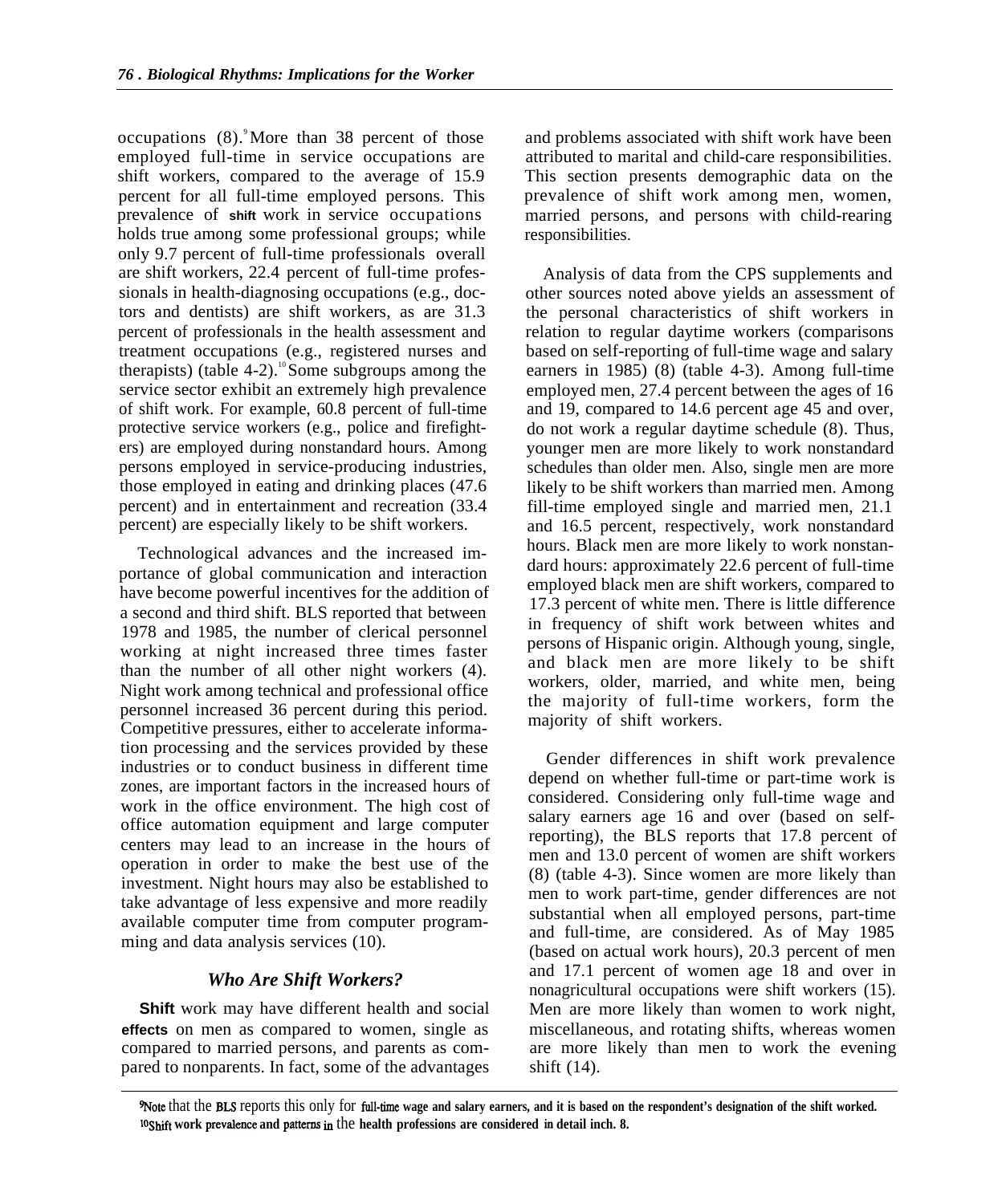occupations (8).[9] More than 38 percent of those employed full-time in service occupations are shift workers, compared to the average of 15.9 percent for all full-time employed persons. This prevalence of shift work in service occupations holds true among some professional groups; while only 9.7 percent of full-time professionals overall are shift workers, 22.4 percent of full-time professionals in health-diagnosing occupations (e.g., doctors and dentists) are shift workers, as are 31.3 percent of professionals in the health assessment and treatment occupations (e.g., registered nurses and therapists) (table 4-2).[10] Some subgroups among the service sector exhibit an extremely high prevalence of shift work. For example, 60.8 percent of full-time protective service workers (e.g., police and firefighters) are employed during nonstandard hours. Among persons employed in service-producing industries, those employed in eating and drinking places (47.6 percent) and in entertainment and recreation (33.4 percent) are especially likely to be shift workers.

Technological advances and the increased importance of global communication and interaction have become powerful incentives for the addition of a second and third shift. BLS reported that between 1978 and 1985, the number of clerical personnel working at night increased three times faster than the number of all other night workers (4). Night work among technical and professional office personnel increased 36 percent during this period. Competitive pressures, either to accelerate information processing and the services provided by these industries or to conduct business in different time zones, are important factors in the increased hours of work in the office environment. The high cost of office automation equipment and large computer centers may lead to an increase in the hours of operation in order to make the best use of the investment. Night hours may also be established to take advantage of less expensive and more readily available computer time from computer programming and data analysis services (10).

### *Who Are Shift Workers?*

Shift work may have different health and social effects on men as compared to women, single as compared to married persons, and parents as compared to nonparents. In fact, some of the advantages and problems associated with shift work have been attributed to marital and child-care responsibilities. This section presents demographic data on the prevalence of shift work among men, women, married persons, and persons with child-rearing responsibilities.

Analysis of data from the CPS supplements and other sources noted above yields an assessment of the personal characteristics of shift workers in relation to regular daytime workers (comparisons based on self-reporting of full-time wage and salary earners in 1985) (8) (table 4-3). Among full-time employed men, 27.4 percent between the ages of 16 and 19, compared to 14.6 percent age 45 and over, do not work a regular daytime schedule (8). Thus, younger men are more likely to work nonstandard schedules than older men. Also, single men are more likely to be shift workers than married men. Among fill-time employed single and married men, 21.1 and 16.5 percent, respectively, work nonstandard hours. Black men are more likely to work nonstandard hours: approximately 22.6 percent of full-time employed black men are shift workers, compared to 17.3 percent of white men. There is little difference in frequency of shift work between whites and persons of Hispanic origin. Although young, single, and black men are more likely to be shift workers, older, married, and white men, being the majority of full-time workers, form the majority of shift workers.

Gender differences in shift work prevalence depend on whether full-time or part-time work is considered. Considering only full-time wage and salary earners age 16 and over (based on self-reporting), the BLS reports that 17.8 percent of men and 13.0 percent of women are shift workers (8) (table 4-3). Since women are more likely than men to work part-time, gender differences are not substantial when all employed persons, part-time and full-time, are considered. As of May 1985 (based on actual work hours), 20.3 percent of men and 17.1 percent of women age 18 and over in nonagricultural occupations were shift workers (15). Men are more likely than women to work night, miscellaneous, and rotating shifts, whereas women are more likely than men to work the evening shift (14).

---

[9] Note that the BLS reports this only for full-time wage and salary earners, and it is based on the respondent's designation of the shift worked.

[10] Shift work prevalence and patterns in the health professions are considered in detail inch. 8.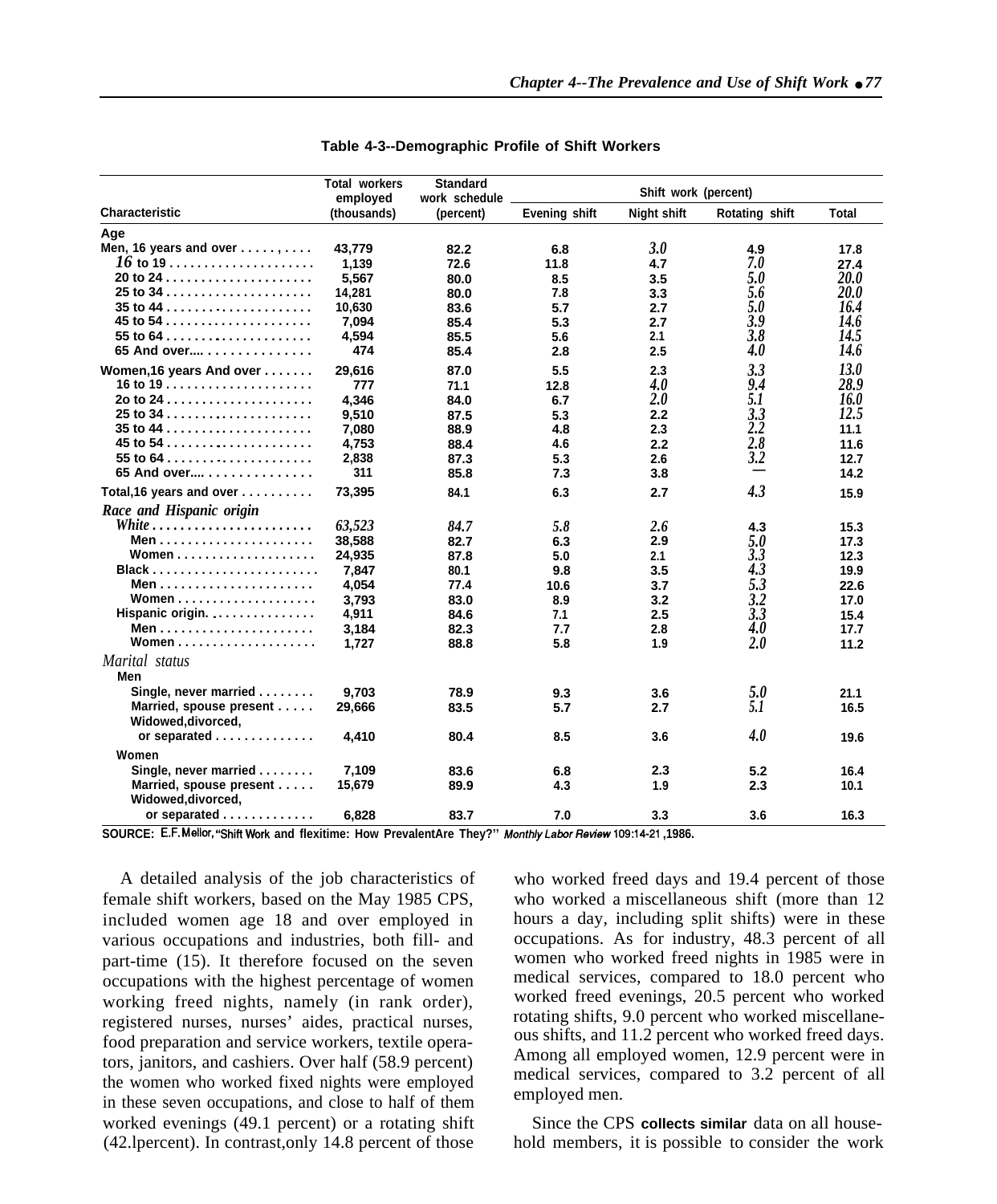**Table 4-3--Demographic Profile of Shift Workers**

| Characteristic | Total workers employed (thousands) | Standard work schedule (percent) | Shift work (percent) | | | |
|---|---|---|---|---|---|---|
| | | | Evening shift | Night shift | Rotating shift | Total |
| **Age** | | | | | | |
| Men, 16 years and over | 43,779 | 82.2 | 6.8 | 3.0 | 4.9 | 17.8 |
| 16 to 19 | 1,139 | 72.6 | 11.8 | 4.7 | 7.0 | 27.4 |
| 20 to 24 | 5,567 | 80.0 | 8.5 | 3.5 | 5.0 | 20.0 |
| 25 to 34 | 14,281 | 80.0 | 7.8 | 3.3 | 5.6 | 20.0 |
| 35 to 44 | 10,630 | 83.6 | 5.7 | 2.7 | 5.0 | 16.4 |
| 45 to 54 | 7,094 | 85.4 | 5.3 | 2.7 | 3.9 | 14.6 |
| 55 to 64 | 4,594 | 85.5 | 5.6 | 2.1 | 3.8 | 14.5 |
| 65 And over | 474 | 85.4 | 2.8 | 2.5 | 4.0 | 14.6 |
| Women, 16 years And over | 29,616 | 87.0 | 5.5 | 2.3 | 3.3 | 13.0 |
| 16 to 19 | 777 | 71.1 | 12.8 | 4.0 | 9.4 | 28.9 |
| 20 to 24 | 4,346 | 84.0 | 6.7 | 2.0 | 5.1 | 16.0 |
| 25 to 34 | 9,510 | 87.5 | 5.3 | 2.2 | 3.3 | 12.5 |
| 35 to 44 | 7,080 | 88.9 | 4.8 | 2.3 | 2.2 | 11.1 |
| 45 to 54 | 4,753 | 88.4 | 4.6 | 2.2 | 2.8 | 11.6 |
| 55 to 64 | 2,838 | 87.3 | 5.3 | 2.6 | 3.2 | 12.7 |
| 65 And over | 311 | 85.8 | 7.3 | 3.8 | — | 14.2 |
| Total, 16 years and over | 73,395 | 84.1 | 6.3 | 2.7 | 4.3 | 15.9 |
| *Race and Hispanic origin* | | | | | | |
| White | 63,523 | 84.7 | 5.8 | 2.6 | 4.3 | 15.3 |
| Men | 38,588 | 82.7 | 6.3 | 2.9 | 5.0 | 17.3 |
| Women | 24,935 | 87.8 | 5.0 | 2.1 | 3.3 | 12.3 |
| Black | 7,847 | 80.1 | 9.8 | 3.5 | 4.3 | 19.9 |
| Men | 4,054 | 77.4 | 10.6 | 3.7 | 5.3 | 22.6 |
| Women | 3,793 | 83.0 | 8.9 | 3.2 | 3.2 | 17.0 |
| Hispanic origin. | 4,911 | 84.6 | 7.1 | 2.5 | 3.3 | 15.4 |
| Men | 3,184 | 82.3 | 7.7 | 2.8 | 4.0 | 17.7 |
| Women | 1,727 | 88.8 | 5.8 | 1.9 | 2.0 | 11.2 |
| *Marital status* | | | | | | |
| Men | | | | | | |
| Single, never married | 9,703 | 78.9 | 9.3 | 3.6 | 5.0 | 21.1 |
| Married, spouse present | 29,666 | 83.5 | 5.7 | 2.7 | 5.1 | 16.5 |
| Widowed, divorced, or separated | 4,410 | 80.4 | 8.5 | 3.6 | 4.0 | 19.6 |
| Women | | | | | | |
| Single, never married | 7,109 | 83.6 | 6.8 | 2.3 | 5.2 | 16.4 |
| Married, spouse present | 15,679 | 89.9 | 4.3 | 1.9 | 2.3 | 10.1 |
| Widowed, divorced, or separated | 6,828 | 83.7 | 7.0 | 3.3 | 3.6 | 16.3 |

SOURCE: E.F. Mellor, "Shift Work and flexitime: How Prevalent Are They?" *Monthly Labor Review* 109:14-21, 1986.

A detailed analysis of the job characteristics of female shift workers, based on the May 1985 CPS, included women age 18 and over employed in various occupations and industries, both fill- and part-time (15). It therefore focused on the seven occupations with the highest percentage of women working freed nights, namely (in rank order), registered nurses, nurses' aides, practical nurses, food preparation and service workers, textile operators, janitors, and cashiers. Over half (58.9 percent) the women who worked fixed nights were employed in these seven occupations, and close to half of them worked evenings (49.1 percent) or a rotating shift (42.lpercent). In contrast, only 14.8 percent of those who worked freed days and 19.4 percent of those who worked a miscellaneous shift (more than 12 hours a day, including split shifts) were in these occupations. As for industry, 48.3 percent of all women who worked freed nights in 1985 were in medical services, compared to 18.0 percent who worked freed evenings, 20.5 percent who worked rotating shifts, 9.0 percent who worked miscellaneous shifts, and 11.2 percent who worked freed days. Among all employed women, 12.9 percent were in medical services, compared to 3.2 percent of all employed men.

Since the CPS collects similar data on all household members, it is possible to consider the work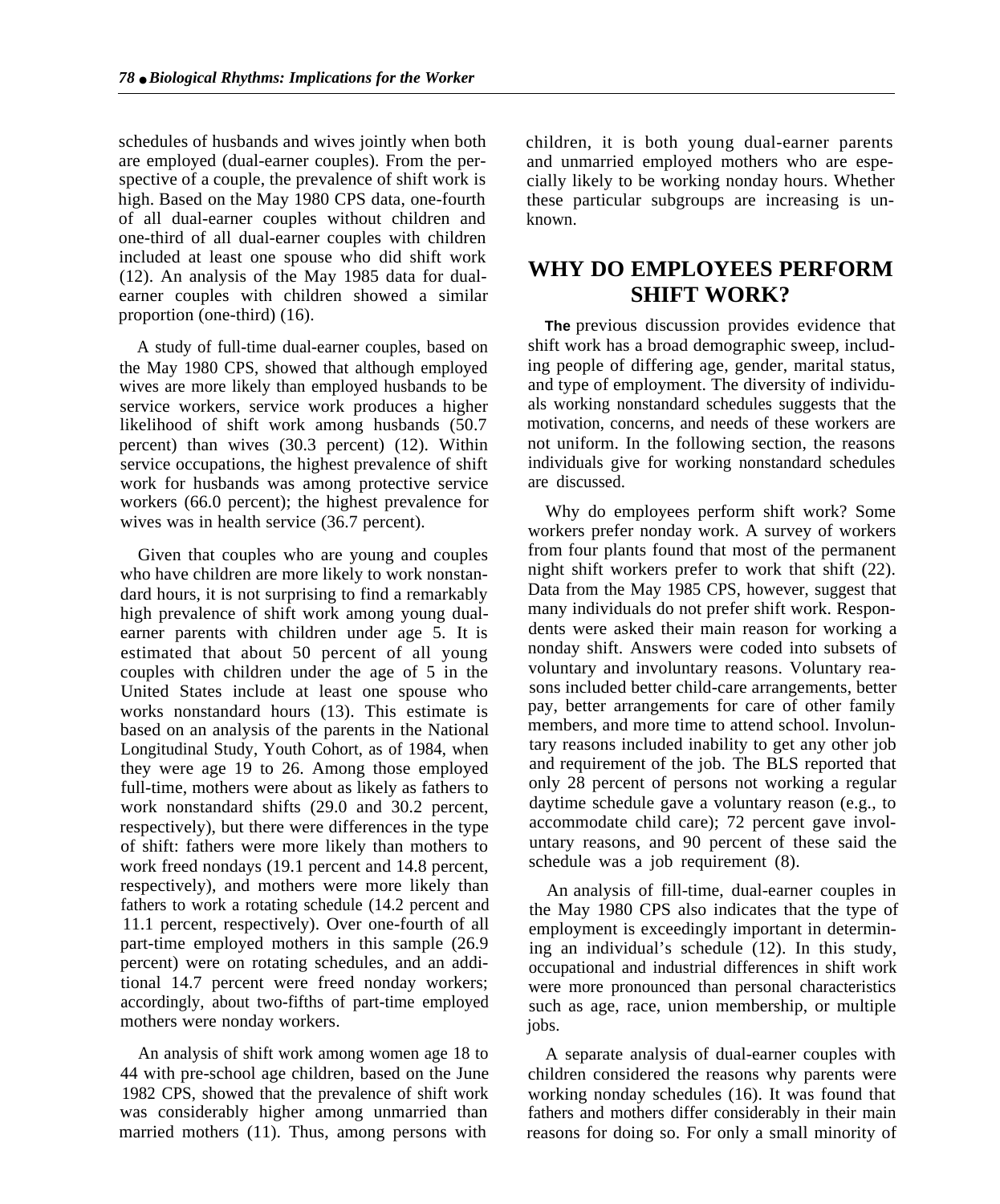schedules of husbands and wives jointly when both are employed (dual-earner couples). From the perspective of a couple, the prevalence of shift work is high. Based on the May 1980 CPS data, one-fourth of all dual-earner couples without children and one-third of all dual-earner couples with children included at least one spouse who did shift work (12). An analysis of the May 1985 data for dual-earner couples with children showed a similar proportion (one-third) (16).

A study of full-time dual-earner couples, based on the May 1980 CPS, showed that although employed wives are more likely than employed husbands to be service workers, service work produces a higher likelihood of shift work among husbands (50.7 percent) than wives (30.3 percent) (12). Within service occupations, the highest prevalence of shift work for husbands was among protective service workers (66.0 percent); the highest prevalence for wives was in health service (36.7 percent).

Given that couples who are young and couples who have children are more likely to work nonstandard hours, it is not surprising to find a remarkably high prevalence of shift work among young dual-earner parents with children under age 5. It is estimated that about 50 percent of all young couples with children under the age of 5 in the United States include at least one spouse who works nonstandard hours (13). This estimate is based on an analysis of the parents in the National Longitudinal Study, Youth Cohort, as of 1984, when they were age 19 to 26. Among those employed full-time, mothers were about as likely as fathers to work nonstandard shifts (29.0 and 30.2 percent, respectively), but there were differences in the type of shift: fathers were more likely than mothers to work freed nondays (19.1 percent and 14.8 percent, respectively), and mothers were more likely than fathers to work a rotating schedule (14.2 percent and 11.1 percent, respectively). Over one-fourth of all part-time employed mothers in this sample (26.9 percent) were on rotating schedules, and an additional 14.7 percent were freed nonday workers; accordingly, about two-fifths of part-time employed mothers were nonday workers.

An analysis of shift work among women age 18 to 44 with pre-school age children, based on the June 1982 CPS, showed that the prevalence of shift work was considerably higher among unmarried than married mothers (11). Thus, among persons with children, it is both young dual-earner parents and unmarried employed mothers who are especially likely to be working nonday hours. Whether these particular subgroups are increasing is unknown.

## WHY DO EMPLOYEES PERFORM SHIFT WORK?

The previous discussion provides evidence that shift work has a broad demographic sweep, including people of differing age, gender, marital status, and type of employment. The diversity of individuals working nonstandard schedules suggests that the motivation, concerns, and needs of these workers are not uniform. In the following section, the reasons individuals give for working nonstandard schedules are discussed.

Why do employees perform shift work? Some workers prefer nonday work. A survey of workers from four plants found that most of the permanent night shift workers prefer to work that shift (22). Data from the May 1985 CPS, however, suggest that many individuals do not prefer shift work. Respondents were asked their main reason for working a nonday shift. Answers were coded into subsets of voluntary and involuntary reasons. Voluntary reasons included better child-care arrangements, better pay, better arrangements for care of other family members, and more time to attend school. Involuntary reasons included inability to get any other job and requirement of the job. The BLS reported that only 28 percent of persons not working a regular daytime schedule gave a voluntary reason (e.g., to accommodate child care); 72 percent gave involuntary reasons, and 90 percent of these said the schedule was a job requirement (8).

An analysis of fill-time, dual-earner couples in the May 1980 CPS also indicates that the type of employment is exceedingly important in determining an individual's schedule (12). In this study, occupational and industrial differences in shift work were more pronounced than personal characteristics such as age, race, union membership, or multiple jobs.

A separate analysis of dual-earner couples with children considered the reasons why parents were working nonday schedules (16). It was found that fathers and mothers differ considerably in their main reasons for doing so. For only a small minority of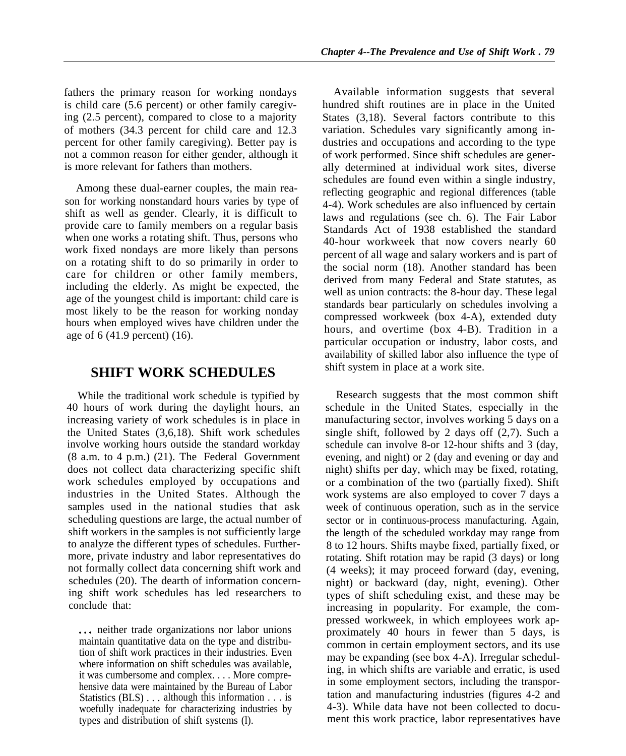fathers the primary reason for working nondays is child care (5.6 percent) or other family caregiving (2.5 percent), compared to close to a majority of mothers (34.3 percent for child care and 12.3 percent for other family caregiving). Better pay is not a common reason for either gender, although it is more relevant for fathers than mothers.

Among these dual-earner couples, the main reason for working nonstandard hours varies by type of shift as well as gender. Clearly, it is difficult to provide care to family members on a regular basis when one works a rotating shift. Thus, persons who work fixed nondays are more likely than persons on a rotating shift to do so primarily in order to care for children or other family members, including the elderly. As might be expected, the age of the youngest child is important: child care is most likely to be the reason for working nonday hours when employed wives have children under the age of 6 (41.9 percent) (16).

## SHIFT WORK SCHEDULES

While the traditional work schedule is typified by 40 hours of work during the daylight hours, an increasing variety of work schedules is in place in the United States (3,6,18). Shift work schedules involve working hours outside the standard workday (8 a.m. to 4 p.m.) (21). The Federal Government does not collect data characterizing specific shift work schedules employed by occupations and industries in the United States. Although the samples used in the national studies that ask scheduling questions are large, the actual number of shift workers in the samples is not sufficiently large to analyze the different types of schedules. Furthermore, private industry and labor representatives do not formally collect data concerning shift work and schedules (20). The dearth of information concerning shift work schedules has led researchers to conclude that:

> . . . neither trade organizations nor labor unions maintain quantitative data on the type and distribution of shift work practices in their industries. Even where information on shift schedules was available, it was cumbersome and complex. . . . More comprehensive data were maintained by the Bureau of Labor Statistics (BLS) . . . although this information . . . is woefully inadequate for characterizing industries by types and distribution of shift systems (l).

Available information suggests that several hundred shift routines are in place in the United States (3,18). Several factors contribute to this variation. Schedules vary significantly among industries and occupations and according to the type of work performed. Since shift schedules are generally determined at individual work sites, diverse schedules are found even within a single industry, reflecting geographic and regional differences (table 4-4). Work schedules are also influenced by certain laws and regulations (see ch. 6). The Fair Labor Standards Act of 1938 established the standard 40-hour workweek that now covers nearly 60 percent of all wage and salary workers and is part of the social norm (18). Another standard has been derived from many Federal and State statutes, as well as union contracts: the 8-hour day. These legal standards bear particularly on schedules involving a compressed workweek (box 4-A), extended duty hours, and overtime (box 4-B). Tradition in a particular occupation or industry, labor costs, and availability of skilled labor also influence the type of shift system in place at a work site.

Research suggests that the most common shift schedule in the United States, especially in the manufacturing sector, involves working 5 days on a single shift, followed by 2 days off (2,7). Such a schedule can involve 8-or 12-hour shifts and 3 (day, evening, and night) or 2 (day and evening or day and night) shifts per day, which may be fixed, rotating, or a combination of the two (partially fixed). Shift work systems are also employed to cover 7 days a week of continuous operation, such as in the service sector or in continuous-process manufacturing. Again, the length of the scheduled workday may range from 8 to 12 hours. Shifts maybe fixed, partially fixed, or rotating. Shift rotation may be rapid (3 days) or long (4 weeks); it may proceed forward (day, evening, night) or backward (day, night, evening). Other types of shift scheduling exist, and these may be increasing in popularity. For example, the compressed workweek, in which employees work approximately 40 hours in fewer than 5 days, is common in certain employment sectors, and its use may be expanding (see box 4-A). Irregular scheduling, in which shifts are variable and erratic, is used in some employment sectors, including the transportation and manufacturing industries (figures 4-2 and 4-3). While data have not been collected to document this work practice, labor representatives have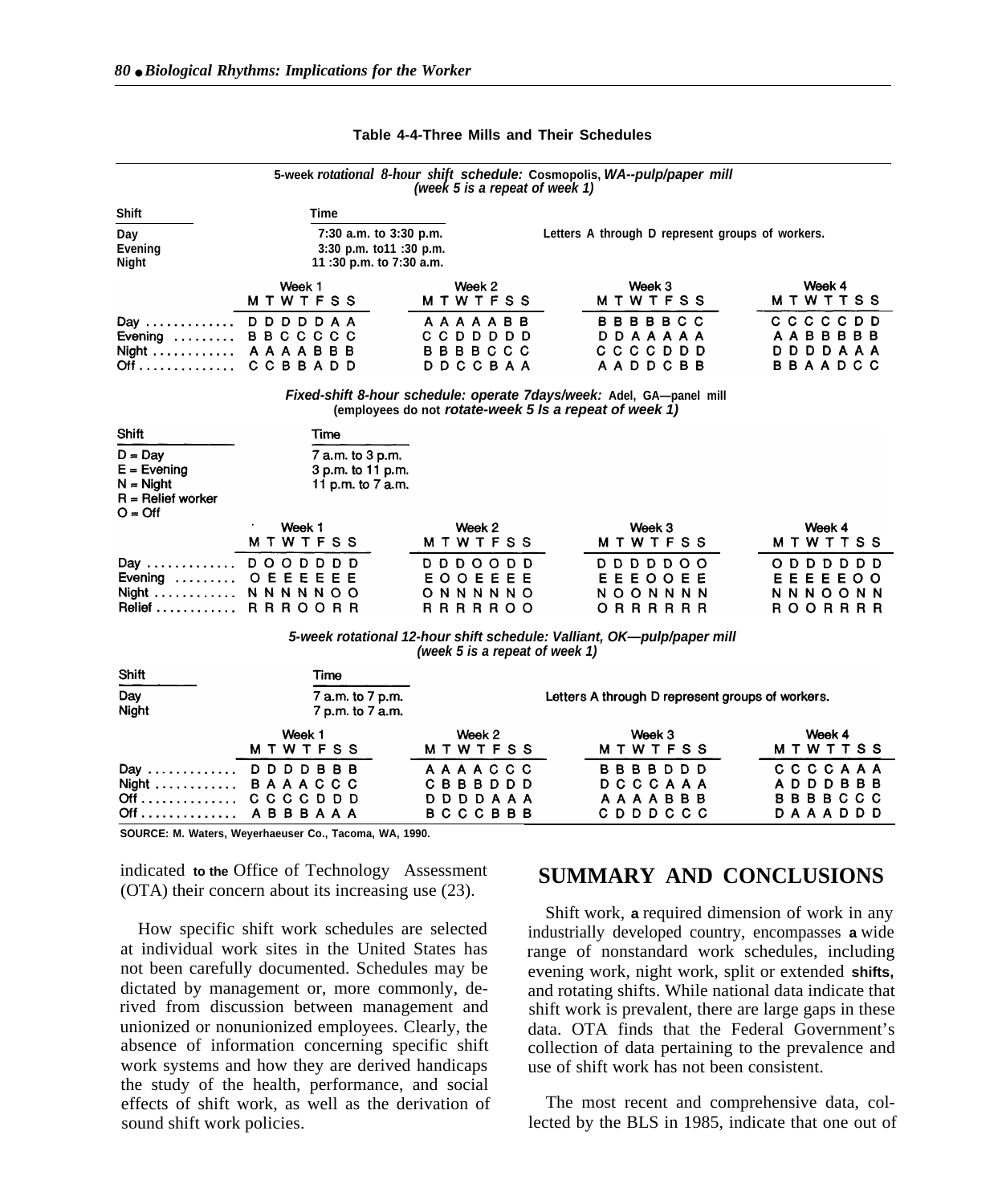**Table 4-4-Three Mills and Their Schedules**

**5-week *rotational 8-hour shift schedule:* Cosmopolis, *WA--pulp/paper mill (week 5 is a repeat of week 1)***

| Shift | Time |
|---|---|
| Day | 7:30 a.m. to 3:30 p.m. |
| Evening | 3:30 p.m. to11 :30 p.m. |
| Night | 11 :30 p.m. to 7:30 a.m. |

Letters A through D represent groups of workers.

| | Week 1 | Week 2 | Week 3 | Week 4 |
|---|---|---|---|---|
| | M T W T F S S | M T W T F S S | M T W T F S S | M T W T T S S |
| Day | D D D D D A A | A A A A A B B | B B B B B C C | C C C C C D D |
| Evening | B B C C C C C | C C D D D D D | D D A A A A A | A A B B B B B |
| Night | A A A A B B B | B B B B C C C | C C C C D D D | D D D D A A A |
| Off | C C B B A D D | D D C C B A A | A A D D C B B | B B A A D C C |

***Fixed-shift 8-hour schedule: operate 7days/week:* Adel, GA—panel mill (employees do not *rotate-week 5 Is a repeat of week 1)***

| Shift | Time |
|---|---|
| D = Day | 7 a.m. to 3 p.m. |
| E = Evening | 3 p.m. to 11 p.m. |
| N = Night | 11 p.m. to 7 a.m. |
| R = Relief worker | |
| O = Off | |

| | Week 1 | Week 2 | Week 3 | Week 4 |
|---|---|---|---|---|
| | M T W T F S S | M T W T F S S | M T W T F S S | M T W T T S S |
| Day | D O O D D D D | D D D O O D D | D D D D D O O | O D D D D D D |
| Evening | O E E E E E E | E O O E E E E | E E E O O E E | E E E E E O O |
| Night | N N N N N O O | O N N N N N O | N O O N N N N | N N N O O N N |
| Relief | R R R O O R R | R R R R R O O | O R R R R R R | R O O R R R R |

***5-week rotational 12-hour shift schedule: Valliant, OK—pulp/paper mill (week 5 is a repeat of week 1)***

| Shift | Time |
|---|---|
| Day | 7 a.m. to 7 p.m. |
| Night | 7 p.m. to 7 a.m. |

Letters A through D represent groups of workers.

| | Week 1 | Week 2 | Week 3 | Week 4 |
|---|---|---|---|---|
| | M T W T F S S | M T W T F S S | M T W T F S S | M T W T T S S |
| Day | D D D D B B B | A A A A C C C | B B B B D D D | C C C C A A A |
| Night | B A A A C C C | C B B B D D D | D C C C A A A | A D D D B B B |
| Off | C C C C D D D | D D D D A A A | A A A A B B B | B B B B C C C |
| Off | A B B B A A A | B C C C B B B | C D D D C C C | D A A A D D D |

SOURCE: M. Waters, Weyerhaeuser Co., Tacoma, WA, 1990.

indicated to the Office of Technology Assessment (OTA) their concern about its increasing use (23).

How specific shift work schedules are selected at individual work sites in the United States has not been carefully documented. Schedules may be dictated by management or, more commonly, derived from discussion between management and unionized or nonunionized employees. Clearly, the absence of information concerning specific shift work systems and how they are derived handicaps the study of the health, performance, and social effects of shift work, as well as the derivation of sound shift work policies.

## SUMMARY AND CONCLUSIONS

Shift work, a required dimension of work in any industrially developed country, encompasses a wide range of nonstandard work schedules, including evening work, night work, split or extended shifts, and rotating shifts. While national data indicate that shift work is prevalent, there are large gaps in these data. OTA finds that the Federal Government's collection of data pertaining to the prevalence and use of shift work has not been consistent.

The most recent and comprehensive data, collected by the BLS in 1985, indicate that one out of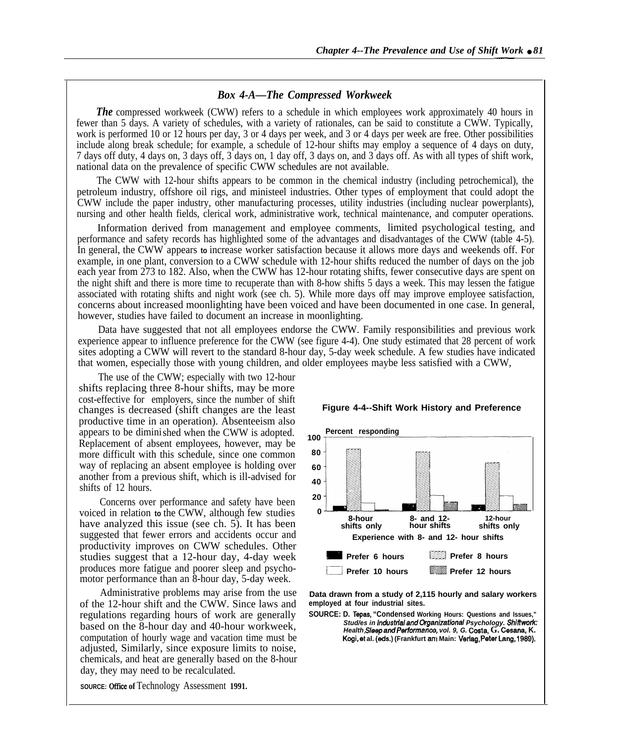### Box 4-A—The Compressed Workweek

*The* compressed workweek (CWW) refers to a schedule in which employees work approximately 40 hours in fewer than 5 days. A variety of schedules, with a variety of rationales, can be said to constitute a CWW. Typically, work is performed 10 or 12 hours per day, 3 or 4 days per week, and 3 or 4 days per week are free. Other possibilities include along break schedule; for example, a schedule of 12-hour shifts may employ a sequence of 4 days on duty, 7 days off duty, 4 days on, 3 days off, 3 days on, 1 day off, 3 days on, and 3 days off. As with all types of shift work, national data on the prevalence of specific CWW schedules are not available.

The CWW with 12-hour shifts appears to be common in the chemical industry (including petrochemical), the petroleum industry, offshore oil rigs, and ministeel industries. Other types of employment that could adopt the CWW include the paper industry, other manufacturing processes, utility industries (including nuclear powerplants), nursing and other health fields, clerical work, administrative work, technical maintenance, and computer operations.

Information derived from management and employee comments, limited psychological testing, and performance and safety records has highlighted some of the advantages and disadvantages of the CWW (table 4-5). In general, the CWW appears to increase worker satisfaction because it allows more days and weekends off. For example, in one plant, conversion to a CWW schedule with 12-hour shifts reduced the number of days on the job each year from 273 to 182. Also, when the CWW has 12-hour rotating shifts, fewer consecutive days are spent on the night shift and there is more time to recuperate than with 8-how shifts 5 days a week. This may lessen the fatigue associated with rotating shifts and night work (see ch. 5). While more days off may improve employee satisfaction, concerns about increased moonlighting have been voiced and have been documented in one case. In general, however, studies have failed to document an increase in moonlighting.

Data have suggested that not all employees endorse the CWW. Family responsibilities and previous work experience appear to influence preference for the CWW (see figure 4-4). One study estimated that 28 percent of work sites adopting a CWW will revert to the standard 8-hour day, 5-day week schedule. A few studies have indicated that women, especially those with young children, and older employees maybe less satisfied with a CWW,

The use of the CWW; especially with two 12-hour shifts replacing three 8-hour shifts, may be more cost-effective for employers, since the number of shift changes is decreased (shift changes are the least productive time in an operation). Absenteeism also appears to be diminished when the CWW is adopted. Replacement of absent employees, however, may be more difficult with this schedule, since one common way of replacing an absent employee is holding over another from a previous shift, which is ill-advised for shifts of 12 hours.

Concerns over performance and safety have been voiced in relation to the CWW, although few studies have analyzed this issue (see ch. 5). It has been suggested that fewer errors and accidents occur and productivity improves on CWW schedules. Other studies suggest that a 12-hour day, 4-day week produces more fatigue and poorer sleep and psychomotor performance than an 8-hour day, 5-day week.

Administrative problems may arise from the use of the 12-hour shift and the CWW. Since laws and regulations regarding hours of work are generally based on the 8-hour day and 40-hour workweek, computation of hourly wage and vacation time must be adjusted, Similarly, since exposure limits to noise, chemicals, and heat are generally based on the 8-hour day, they may need to be recalculated.

SOURCE: Office of Technology Assessment 1991.

**Figure 4-4--Shift Work History and Preference**

Percent responding

| Experience with 8- and 12- hour shifts | Prefer 6 hours | Prefer 8 hours | Prefer 10 hours | Prefer 12 hours |
|---|---|---|---|---|
| 8-hour shifts only | ~6 | ~85 | ~11 | ~2 |
| 8- and 12- hour shifts | ~9 | ~80 | ~21 | ~12 |
| 12-hour shifts only | ~8 | ~65 | ~20 | ~9 |

Data drawn from a study of 2,115 hourly and salary workers employed at four industrial sites.

SOURCE: D. Tepas, "Condensed Working Hours: Questions and Issues," *Studies in Industrial and Organizational Psychology. Shiftwork: Health, Sleep and Performance, vol. 9*, G. Costa, G. Cesana, K. Kogi, et al. (eds.) (Frankfurt am Main: Verlag, Peter Lang, 1989).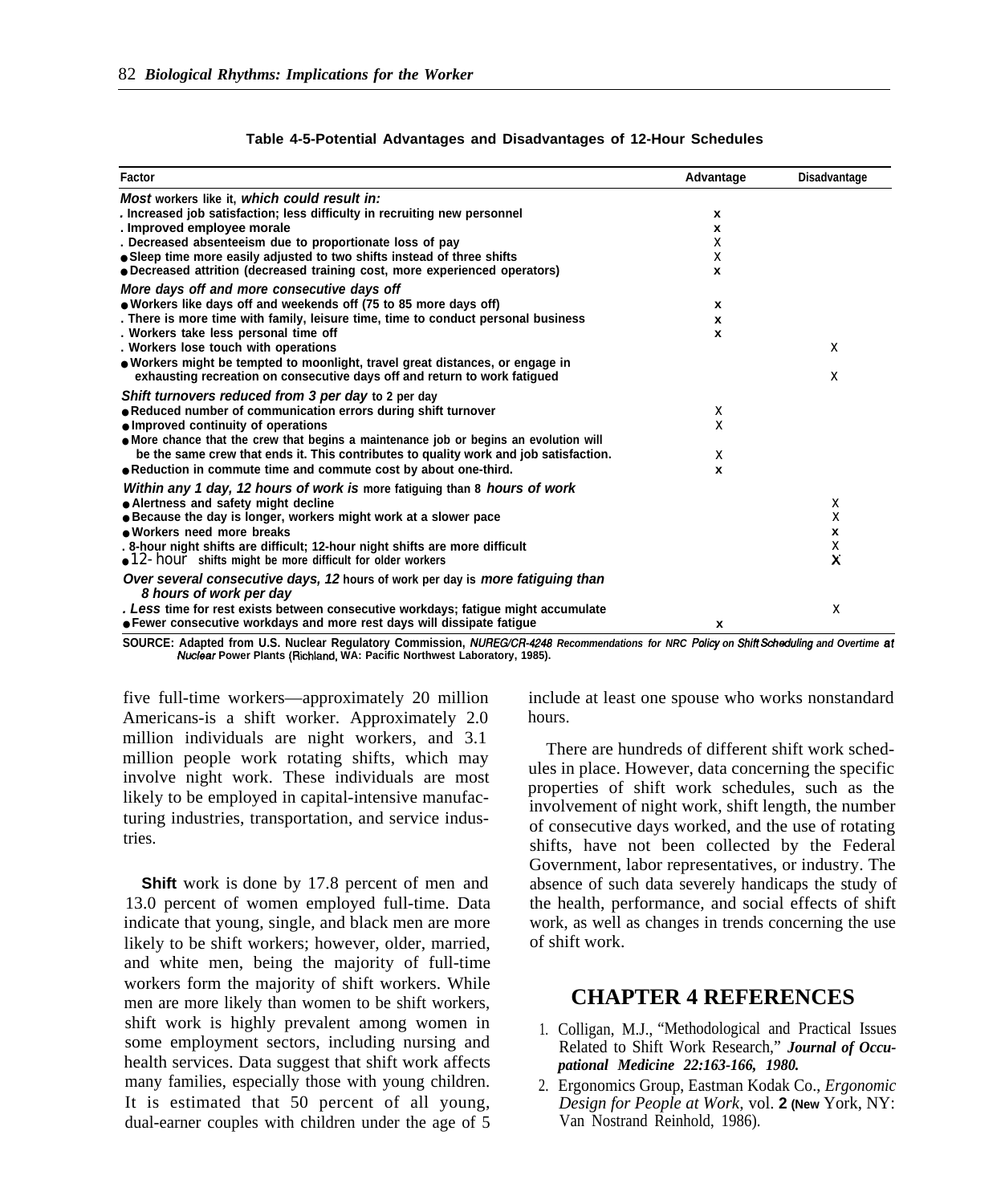**Table 4-5-Potential Advantages and Disadvantages of 12-Hour Schedules**

| Factor | Advantage | Disadvantage |
|---|---|---|
| ***Most** workers like it, **which could result in:*** | | |
| . Increased job satisfaction; less difficulty in recruiting new personnel | x | |
| . Improved employee morale | x | |
| . Decreased absenteeism due to proportionate loss of pay | X | |
| ● Sleep time more easily adjusted to two shifts instead of three shifts | X | |
| ● Decreased attrition (decreased training cost, more experienced operators) | x | |
| ***More days off and more consecutive days off*** | | |
| ● Workers like days off and weekends off (75 to 85 more days off) | x | |
| . There is more time with family, leisure time, time to conduct personal business | x | |
| . Workers take less personal time off | x | |
| . Workers lose touch with operations | | X |
| ● Workers might be tempted to moonlight, travel great distances, or engage in exhausting recreation on consecutive days off and return to work fatigued | | X |
| ***Shift turnovers reduced from 3 per day** to 2 per day* | | |
| ● Reduced number of communication errors during shift turnover | X | |
| ● Improved continuity of operations | X | |
| ● More chance that the crew that begins a maintenance job or begins an evolution will be the same crew that ends it. This contributes to quality work and job satisfaction. | X | |
| ● Reduction in commute time and commute cost by about one-third. | x | |
| ***Within any 1 day, 12 hours of work is** more fatiguing than 8 **hours of work*** | | |
| ● Alertness and safety might decline | | X |
| ● Because the day is longer, workers might work at a slower pace | | X |
| ● Workers need more breaks | | x |
| . 8-hour night shifts are difficult; 12-hour night shifts are more difficult | | X |
| ● 12- hour shifts might be more difficult for older workers | | X |
| ***Over several consecutive days, 12** hours of work per day is **more fatiguing than 8 hours of work per day*** | | |
| . *Less* time for rest exists between consecutive workdays; fatigue might accumulate | | X |
| ● Fewer consecutive workdays and more rest days will dissipate fatigue | x | |

SOURCE: Adapted from U.S. Nuclear Regulatory Commission, *NUREG/CR-4248 Recommendations for NRC Policy on Shift Scheduling and Overtime at Nuclear* Power Plants (Richland, WA: Pacific Northwest Laboratory, 1985).

five full-time workers—approximately 20 million Americans-is a shift worker. Approximately 2.0 million individuals are night workers, and 3.1 million people work rotating shifts, which may involve night work. These individuals are most likely to be employed in capital-intensive manufacturing industries, transportation, and service industries.

**Shift** work is done by 17.8 percent of men and 13.0 percent of women employed full-time. Data indicate that young, single, and black men are more likely to be shift workers; however, older, married, and white men, being the majority of full-time workers form the majority of shift workers. While men are more likely than women to be shift workers, shift work is highly prevalent among women in some employment sectors, including nursing and health services. Data suggest that shift work affects many families, especially those with young children. It is estimated that 50 percent of all young, dual-earner couples with children under the age of 5 include at least one spouse who works nonstandard hours.

There are hundreds of different shift work schedules in place. However, data concerning the specific properties of shift work schedules, such as the involvement of night work, shift length, the number of consecutive days worked, and the use of rotating shifts, have not been collected by the Federal Government, labor representatives, or industry. The absence of such data severely handicaps the study of the health, performance, and social effects of shift work, as well as changes in trends concerning the use of shift work.

## CHAPTER 4 REFERENCES

1. Colligan, M.J., "Methodological and Practical Issues Related to Shift Work Research," ***Journal of Occupational Medicine 22:163-166, 1980.***
2. Ergonomics Group, Eastman Kodak Co., *Ergonomic Design for People at Work*, vol. **2** (New York, NY: Van Nostrand Reinhold, 1986).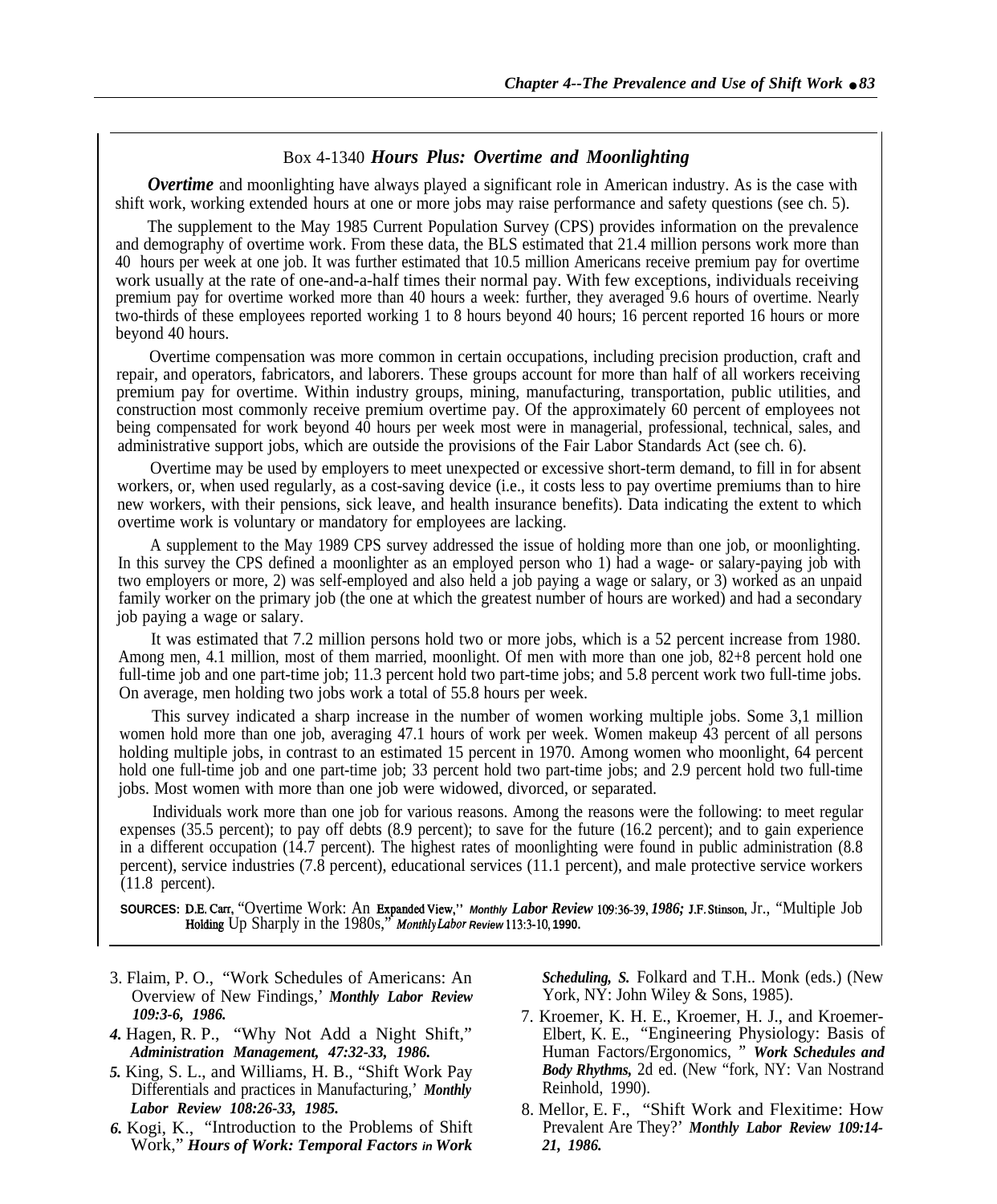## Box 4-1340 *Hours Plus: Overtime and Moonlighting*

***Overtime*** and moonlighting have always played a significant role in American industry. As is the case with shift work, working extended hours at one or more jobs may raise performance and safety questions (see ch. 5).

The supplement to the May 1985 Current Population Survey (CPS) provides information on the prevalence and demography of overtime work. From these data, the BLS estimated that 21.4 million persons work more than 40 hours per week at one job. It was further estimated that 10.5 million Americans receive premium pay for overtime work usually at the rate of one-and-a-half times their normal pay. With few exceptions, individuals receiving premium pay for overtime worked more than 40 hours a week: further, they averaged 9.6 hours of overtime. Nearly two-thirds of these employees reported working 1 to 8 hours beyond 40 hours; 16 percent reported 16 hours or more beyond 40 hours.

Overtime compensation was more common in certain occupations, including precision production, craft and repair, and operators, fabricators, and laborers. These groups account for more than half of all workers receiving premium pay for overtime. Within industry groups, mining, manufacturing, transportation, public utilities, and construction most commonly receive premium overtime pay. Of the approximately 60 percent of employees not being compensated for work beyond 40 hours per week most were in managerial, professional, technical, sales, and administrative support jobs, which are outside the provisions of the Fair Labor Standards Act (see ch. 6).

Overtime may be used by employers to meet unexpected or excessive short-term demand, to fill in for absent workers, or, when used regularly, as a cost-saving device (i.e., it costs less to pay overtime premiums than to hire new workers, with their pensions, sick leave, and health insurance benefits). Data indicating the extent to which overtime work is voluntary or mandatory for employees are lacking.

A supplement to the May 1989 CPS survey addressed the issue of holding more than one job, or moonlighting. In this survey the CPS defined a moonlighter as an employed person who 1) had a wage- or salary-paying job with two employers or more, 2) was self-employed and also held a job paying a wage or salary, or 3) worked as an unpaid family worker on the primary job (the one at which the greatest number of hours are worked) and had a secondary job paying a wage or salary.

It was estimated that 7.2 million persons hold two or more jobs, which is a 52 percent increase from 1980. Among men, 4.1 million, most of them married, moonlight. Of men with more than one job, 82+8 percent hold one full-time job and one part-time job; 11.3 percent hold two part-time jobs; and 5.8 percent work two full-time jobs. On average, men holding two jobs work a total of 55.8 hours per week.

This survey indicated a sharp increase in the number of women working multiple jobs. Some 3,1 million women hold more than one job, averaging 47.1 hours of work per week. Women makeup 43 percent of all persons holding multiple jobs, in contrast to an estimated 15 percent in 1970. Among women who moonlight, 64 percent hold one full-time job and one part-time job; 33 percent hold two part-time jobs; and 2.9 percent hold two full-time jobs. Most women with more than one job were widowed, divorced, or separated.

Individuals work more than one job for various reasons. Among the reasons were the following: to meet regular expenses (35.5 percent); to pay off debts (8.9 percent); to save for the future (16.2 percent); and to gain experience in a different occupation (14.7 percent). The highest rates of moonlighting were found in public administration (8.8 percent), service industries (7.8 percent), educational services (11.1 percent), and male protective service workers (11.8 percent).

**SOURCES:** D.E. Carr, "Overtime Work: An Expanded View," *Monthly Labor Review* 109:36-39, *1986;* J.F. Stinson, Jr., "Multiple Job Holding Up Sharply in the 1980s," *Monthly Labor Review* 113:3-10, 1990.

3. Flaim, P. O., "Work Schedules of Americans: An Overview of New Findings,' *Monthly Labor Review 109:3-6, 1986.*
4. Hagen, R. P., "Why Not Add a Night Shift," *Administration Management, 47:32-33, 1986.*
5. King, S. L., and Williams, H. B., "Shift Work Pay Differentials and practices in Manufacturing,' *Monthly Labor Review 108:26-33, 1985.*
6. Kogi, K., "Introduction to the Problems of Shift Work," *Hours of Work: Temporal Factors in Work Scheduling, S.* Folkard and T.H.. Monk (eds.) (New York, NY: John Wiley & Sons, 1985).
7. Kroemer, K. H. E., Kroemer, H. J., and Kroemer-Elbert, K. E., "Engineering Physiology: Basis of Human Factors/Ergonomics, " *Work Schedules and Body Rhythms,* 2d ed. (New "fork, NY: Van Nostrand Reinhold, 1990).
8. Mellor, E. F., "Shift Work and Flexitime: How Prevalent Are They?' *Monthly Labor Review 109:14-21, 1986.*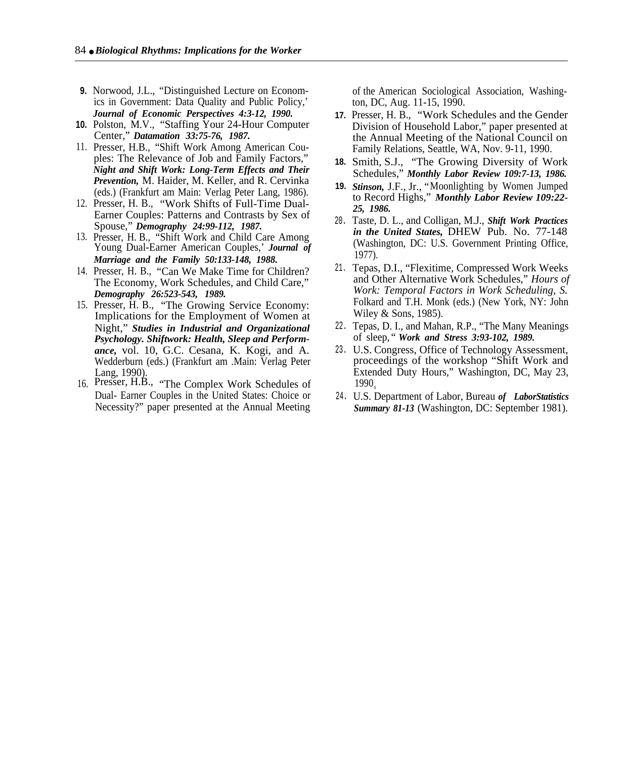9. Norwood, J.L., "Distinguished Lecture on Economics in Government: Data Quality and Public Policy,' ***Journal of Economic Perspectives 4:3-12, 1990.***
10. Polston, M.V., "Staffing Your 24-Hour Computer Center," ***Datamation 33:75-76, 1987.***
11. Presser, H.B., "Shift Work Among American Couples: The Relevance of Job and Family Factors," ***Night and Shift Work: Long-Term Effects and Their Prevention,*** M. Haider, M. Keller, and R. Cervinka (eds.) (Frankfurt am Main: Verlag Peter Lang, 1986).
12. Presser, H. B., "Work Shifts of Full-Time Dual-Earner Couples: Patterns and Contrasts by Sex of Spouse," ***Demography 24:99-112, 1987.***
13. Presser, H. B., "Shift Work and Child Care Among Young Dual-Earner American Couples,' ***Journal of Marriage and the Family 50:133-148, 1988.***
14. Presser, H. B., "Can We Make Time for Children? The Economy, Work Schedules, and Child Care," ***Demography 26:523-543, 1989.***
15. Presser, H. B., "The Growing Service Economy: Implications for the Employment of Women at Night," ***Studies in Industrial and Organizational Psychology. Shiftwork: Health, Sleep and Performance,*** vol. 10, G.C. Cesana, K. Kogi, and A. Wedderburn (eds.) (Frankfurt am .Main: Verlag Peter Lang, 1990).
16. Presser, H.B., "The Complex Work Schedules of Dual- Earner Couples in the United States: Choice or Necessity?" paper presented at the Annual Meeting of the American Sociological Association, Washington, DC, Aug. 11-15, 1990.
17. Presser, H. B., "Work Schedules and the Gender Division of Household Labor," paper presented at the Annual Meeting of the National Council on Family Relations, Seattle, WA, Nov. 9-11, 1990.
18. Smith, S.J., "The Growing Diversity of Work Schedules," ***Monthly Labor Review 109:7-13, 1986.***
19. ***Stinson,*** J.F., Jr., "Moonlighting by Women Jumped to Record Highs," ***Monthly Labor Review 109:22-25, 1986.***
20. Taste, D. L., and Colligan, M.J., ***Shift Work Practices in the United States,*** DHEW Pub. No. 77-148 (Washington, DC: U.S. Government Printing Office, 1977).
21. Tepas, D.I., "Flexitime, Compressed Work Weeks and Other Alternative Work Schedules," *Hours of Work: Temporal Factors in Work Scheduling, S.* Folkard and T.H. Monk (eds.) (New York, NY: John Wiley & Sons, 1985).
22. Tepas, D. I., and Mahan, R.P., "The Many Meanings of sleep," ***Work and Stress 3:93-102, 1989.***
23. U.S. Congress, Office of Technology Assessment, proceedings of the workshop "Shift Work and Extended Duty Hours," Washington, DC, May 23, 1990.
24. U.S. Department of Labor, Bureau ***of LaborStatistics Summary 81-13*** (Washington, DC: September 1981).